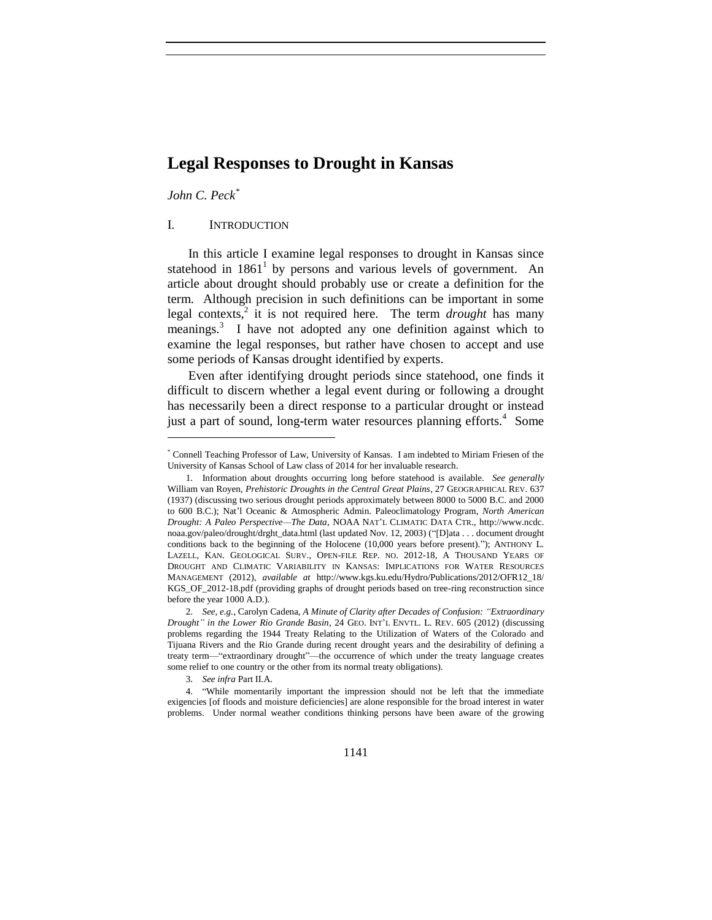# Legal Responses to Drought in Kansas

*John C. Peck*[*]

## I. INTRODUCTION

In this article I examine legal responses to drought in Kansas since statehood in 1861[1] by persons and various levels of government. An article about drought should probably use or create a definition for the term. Although precision in such definitions can be important in some legal contexts,[2] it is not required here. The term *drought* has many meanings.[3] I have not adopted any one definition against which to examine the legal responses, but rather have chosen to accept and use some periods of Kansas drought identified by experts.

Even after identifying drought periods since statehood, one finds it difficult to discern whether a legal event during or following a drought has necessarily been a direct response to a particular drought or instead just a part of sound, long-term water resources planning efforts.[4] Some

---

[*] Connell Teaching Professor of Law, University of Kansas. I am indebted to Miriam Friesen of the University of Kansas School of Law class of 2014 for her invaluable research.

1. Information about droughts occurring long before statehood is available. *See generally* William van Royen, *Prehistoric Droughts in the Central Great Plains*, 27 GEOGRAPHICAL REV. 637 (1937) (discussing two serious drought periods approximately between 8000 to 5000 B.C. and 2000 to 600 B.C.); Nat'l Oceanic & Atmospheric Admin. Paleoclimatology Program, *North American Drought: A Paleo Perspective—The Data*, NOAA NAT'L CLIMATIC DATA CTR., http://www.ncdc.noaa.gov/paleo/drought/drght_data.html (last updated Nov. 12, 2003) ("[D]ata . . . document drought conditions back to the beginning of the Holocene (10,000 years before present)."); ANTHONY L. LAZELL, KAN. GEOLOGICAL SURV., OPEN-FILE REP. NO. 2012-18, A THOUSAND YEARS OF DROUGHT AND CLIMATIC VARIABILITY IN KANSAS: IMPLICATIONS FOR WATER RESOURCES MANAGEMENT (2012), *available at* http://www.kgs.ku.edu/Hydro/Publications/2012/OFR12_18/KGS_OF_2012-18.pdf (providing graphs of drought periods based on tree-ring reconstruction since before the year 1000 A.D.).

2. *See, e.g.*, Carolyn Cadena, *A Minute of Clarity after Decades of Confusion: "Extraordinary Drought" in the Lower Rio Grande Basin*, 24 GEO. INT'L ENVTL. L. REV. 605 (2012) (discussing problems regarding the 1944 Treaty Relating to the Utilization of Waters of the Colorado and Tijuana Rivers and the Rio Grande during recent drought years and the desirability of defining a treaty term—"extraordinary drought"—the occurrence of which under the treaty language creates some relief to one country or the other from its normal treaty obligations).

3. *See infra* Part II.A.

4. "While momentarily important the impression should not be left that the immediate exigencies [of floods and moisture deficiencies] are alone responsible for the broad interest in water problems. Under normal weather conditions thinking persons have been aware of the growing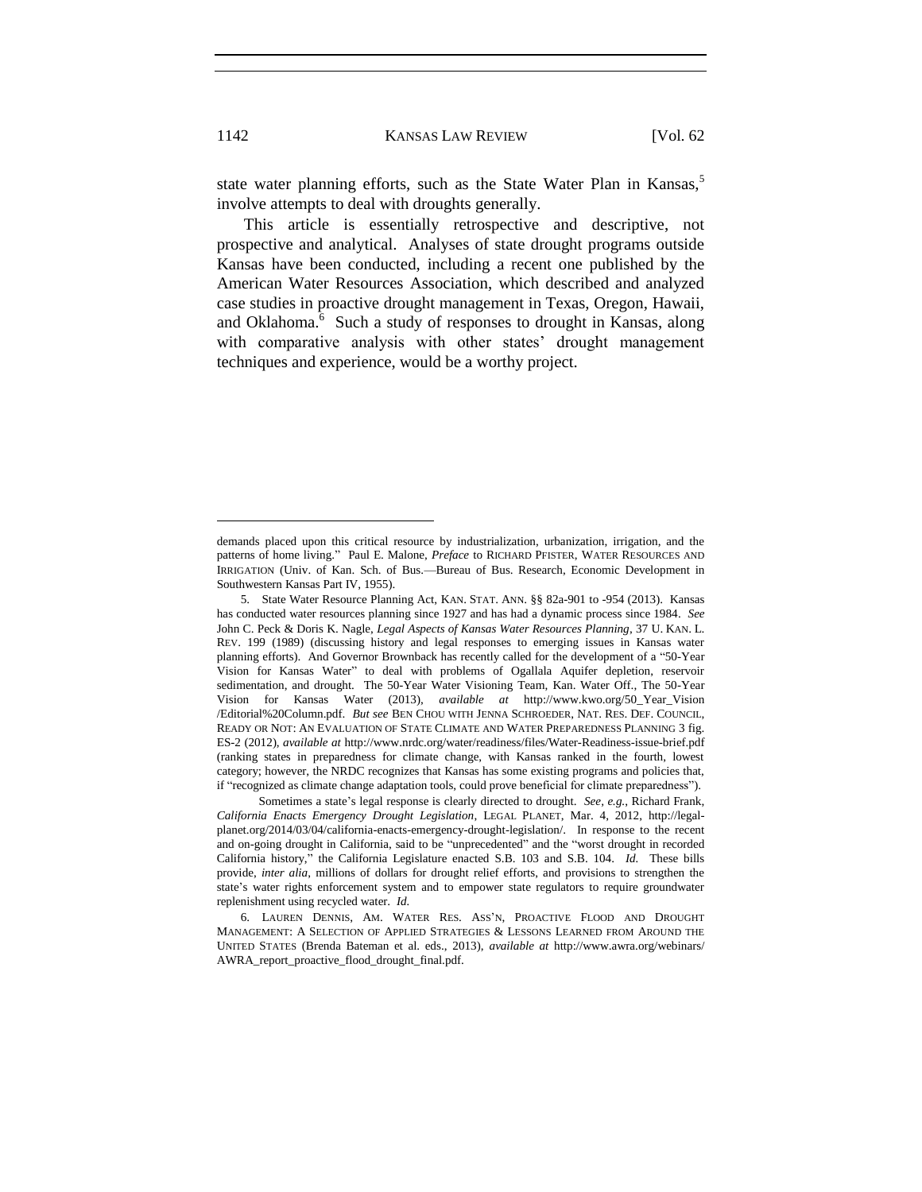state water planning efforts, such as the State Water Plan in Kansas,[5] involve attempts to deal with droughts generally.

This article is essentially retrospective and descriptive, not prospective and analytical. Analyses of state drought programs outside Kansas have been conducted, including a recent one published by the American Water Resources Association, which described and analyzed case studies in proactive drought management in Texas, Oregon, Hawaii, and Oklahoma.[6] Such a study of responses to drought in Kansas, along with comparative analysis with other states' drought management techniques and experience, would be a worthy project.

---

demands placed upon this critical resource by industrialization, urbanization, irrigation, and the patterns of home living." Paul E. Malone, *Preface* to RICHARD PFISTER, WATER RESOURCES AND IRRIGATION (Univ. of Kan. Sch. of Bus.—Bureau of Bus. Research, Economic Development in Southwestern Kansas Part IV, 1955).

5. State Water Resource Planning Act, KAN. STAT. ANN. §§ 82a-901 to -954 (2013). Kansas has conducted water resources planning since 1927 and has had a dynamic process since 1984. *See* John C. Peck & Doris K. Nagle, *Legal Aspects of Kansas Water Resources Planning*, 37 U. KAN. L. REV. 199 (1989) (discussing history and legal responses to emerging issues in Kansas water planning efforts). And Governor Brownback has recently called for the development of a "50-Year Vision for Kansas Water" to deal with problems of Ogallala Aquifer depletion, reservoir sedimentation, and drought. The 50-Year Water Visioning Team, Kan. Water Off., The 50-Year Vision for Kansas Water (2013), *available at* http://www.kwo.org/50_Year_Vision/Editorial%20Column.pdf. *But see* BEN CHOU WITH JENNA SCHROEDER, NAT. RES. DEF. COUNCIL, READY OR NOT: AN EVALUATION OF STATE CLIMATE AND WATER PREPAREDNESS PLANNING 3 fig. ES-2 (2012), *available at* http://www.nrdc.org/water/readiness/files/Water-Readiness-issue-brief.pdf (ranking states in preparedness for climate change, with Kansas ranked in the fourth, lowest category; however, the NRDC recognizes that Kansas has some existing programs and policies that, if "recognized as climate change adaptation tools, could prove beneficial for climate preparedness").

Sometimes a state's legal response is clearly directed to drought. *See, e.g.*, Richard Frank, *California Enacts Emergency Drought Legislation*, LEGAL PLANET, Mar. 4, 2012, http://legal-planet.org/2014/03/04/california-enacts-emergency-drought-legislation/. In response to the recent and on-going drought in California, said to be "unprecedented" and the "worst drought in recorded California history," the California Legislature enacted S.B. 103 and S.B. 104. *Id.* These bills provide, *inter alia*, millions of dollars for drought relief efforts, and provisions to strengthen the state's water rights enforcement system and to empower state regulators to require groundwater replenishment using recycled water. *Id.*

6. LAUREN DENNIS, AM. WATER RES. ASS'N, PROACTIVE FLOOD AND DROUGHT MANAGEMENT: A SELECTION OF APPLIED STRATEGIES & LESSONS LEARNED FROM AROUND THE UNITED STATES (Brenda Bateman et al. eds., 2013), *available at* http://www.awra.org/webinars/AWRA_report_proactive_flood_drought_final.pdf.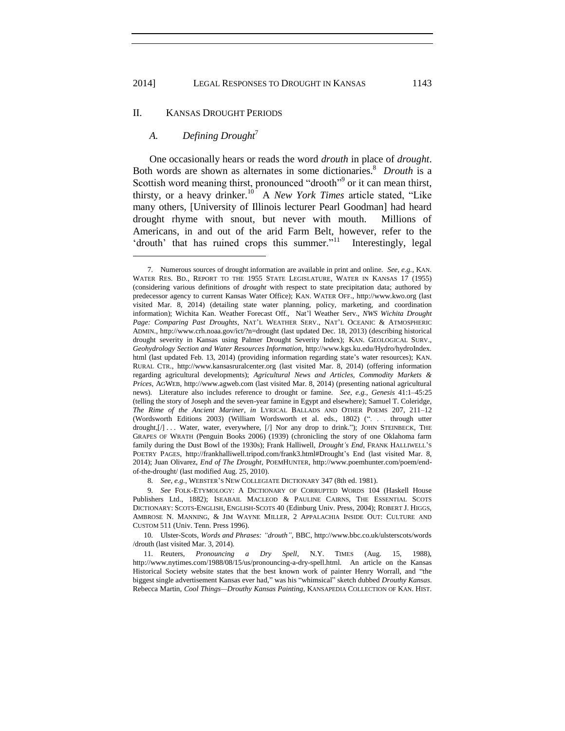## II. KANSAS DROUGHT PERIODS

### *A. Defining Drought*[7]

One occasionally hears or reads the word *drouth* in place of *drought*. Both words are shown as alternates in some dictionaries.[8] *Drouth* is a Scottish word meaning thirst, pronounced "drooth"[9] or it can mean thirst, thirsty, or a heavy drinker.[10] A *New York Times* article stated, "Like many others, [University of Illinois lecturer Pearl Goodman] had heard drought rhyme with snout, but never with mouth. Millions of Americans, in and out of the arid Farm Belt, however, refer to the 'drouth' that has ruined crops this summer."[11] Interestingly, legal

---

7. Numerous sources of drought information are available in print and online. *See, e.g.*, KAN. WATER RES. BD., REPORT TO THE 1955 STATE LEGISLATURE, WATER IN KANSAS 17 (1955) (considering various definitions of *drought* with respect to state precipitation data; authored by predecessor agency to current Kansas Water Office); KAN. WATER OFF., http://www.kwo.org (last visited Mar. 8, 2014) (detailing state water planning, policy, marketing, and coordination information); Wichita Kan. Weather Forecast Off., Nat'l Weather Serv., *NWS Wichita Drought Page: Comparing Past Droughts*, NAT'L WEATHER SERV., NAT'L OCEANIC & ATMOSPHERIC ADMIN., http://www.crh.noaa.gov/ict/?n=drought (last updated Dec. 18, 2013) (describing historical drought severity in Kansas using Palmer Drought Severity Index); KAN. GEOLOGICAL SURV., *Geohydrology Section and Water Resources Information*, http://www.kgs.ku.edu/Hydro/hydroIndex.html (last updated Feb. 13, 2014) (providing information regarding state's water resources); KAN. RURAL CTR., http://www.kansasruralcenter.org (last visited Mar. 8, 2014) (offering information regarding agricultural developments); *Agricultural News and Articles, Commodity Markets & Prices*, AGWEB, http://www.agweb.com (last visited Mar. 8, 2014) (presenting national agricultural news). Literature also includes reference to drought or famine. *See, e.g.*, *Genesis* 41:1–45:25 (telling the story of Joseph and the seven-year famine in Egypt and elsewhere); Samuel T. Coleridge, *The Rime of the Ancient Mariner*, *in* LYRICAL BALLADS AND OTHER POEMS 207, 211–12 (Wordsworth Editions 2003) (William Wordsworth et al. eds., 1802) (". . . through utter drought,[/] . . . Water, water, everywhere, [/] Nor any drop to drink."); JOHN STEINBECK, THE GRAPES OF WRATH (Penguin Books 2006) (1939) (chronicling the story of one Oklahoma farm family during the Dust Bowl of the 1930s); Frank Halliwell, *Drought's End*, FRANK HALLIWELL'S POETRY PAGES, http://frankhalliwell.tripod.com/frank3.html#Drought's End (last visited Mar. 8, 2014); Juan Olivarez, *End of The Drought*, POEMHUNTER, http://www.poemhunter.com/poem/end-of-the-drought/ (last modified Aug. 25, 2010).

8. *See, e.g.*, WEBSTER'S NEW COLLEGIATE DICTIONARY 347 (8th ed. 1981).

9. *See* FOLK-ETYMOLOGY: A DICTIONARY OF CORRUPTED WORDS 104 (Haskell House Publishers Ltd., 1882); ISEABAIL MACLEOD & PAULINE CAIRNS, THE ESSENTIAL SCOTS DICTIONARY: SCOTS-ENGLISH, ENGLISH-SCOTS 40 (Edinburg Univ. Press, 2004); ROBERT J. HIGGS, AMBROSE N. MANNING, & JIM WAYNE MILLER, 2 APPALACHIA INSIDE OUT: CULTURE AND CUSTOM 511 (Univ. Tenn. Press 1996).

10. Ulster-Scots, *Words and Phrases: "drouth"*, BBC, http://www.bbc.co.uk/ulsterscots/words/drouth (last visited Mar. 3, 2014).

11. Reuters, *Pronouncing a Dry Spell*, N.Y. TIMES (Aug. 15, 1988), http://www.nytimes.com/1988/08/15/us/pronouncing-a-dry-spell.html. An article on the Kansas Historical Society website states that the best known work of painter Henry Worrall, and "the biggest single advertisement Kansas ever had," was his "whimsical" sketch dubbed *Drouthy Kansas*. Rebecca Martin, *Cool Things—Drouthy Kansas Painting*, KANSAPEDIA COLLECTION OF KAN. HIST.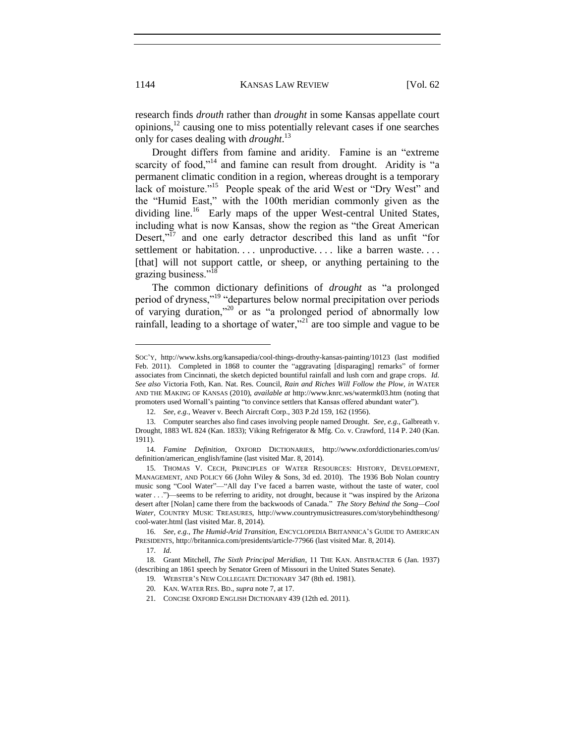research finds *drouth* rather than *drought* in some Kansas appellate court opinions,[12] causing one to miss potentially relevant cases if one searches only for cases dealing with *drought*.[13]

Drought differs from famine and aridity. Famine is an "extreme scarcity of food,"[14] and famine can result from drought. Aridity is "a permanent climatic condition in a region, whereas drought is a temporary lack of moisture."[15] People speak of the arid West or "Dry West" and the "Humid East," with the 100th meridian commonly given as the dividing line.[16] Early maps of the upper West-central United States, including what is now Kansas, show the region as "the Great American Desert,"[17] and one early detractor described this land as unfit "for settlement or habitation. . . . unproductive. . . . like a barren waste. . . . [that] will not support cattle, or sheep, or anything pertaining to the grazing business."[18]

The common dictionary definitions of *drought* as "a prolonged period of dryness,"[19] "departures below normal precipitation over periods of varying duration,"[20] or as "a prolonged period of abnormally low rainfall, leading to a shortage of water,"[21] are too simple and vague to be

---

SOC'Y, http://www.kshs.org/kansapedia/cool-things-drouthy-kansas-painting/10123 (last modified Feb. 2011). Completed in 1868 to counter the "aggravating [disparaging] remarks" of former associates from Cincinnati, the sketch depicted bountiful rainfall and lush corn and grape crops. *Id. See also* Victoria Foth, Kan. Nat. Res. Council, *Rain and Riches Will Follow the Plow*, *in* WATER AND THE MAKING OF KANSAS (2010), *available at* http://www.knrc.ws/watermk03.htm (noting that promoters used Wornall's painting "to convince settlers that Kansas offered abundant water").

12. *See, e.g.*, Weaver v. Beech Aircraft Corp., 303 P.2d 159, 162 (1956).

13. Computer searches also find cases involving people named Drought. *See, e.g.*, Galbreath v. Drought, 1883 WL 824 (Kan. 1833); Viking Refrigerator & Mfg. Co. v. Crawford, 114 P. 240 (Kan. 1911).

14. *Famine Definition*, OXFORD DICTIONARIES, http://www.oxforddictionaries.com/us/definition/american_english/famine (last visited Mar. 8, 2014).

15. THOMAS V. CECH, PRINCIPLES OF WATER RESOURCES: HISTORY, DEVELOPMENT, MANAGEMENT, AND POLICY 66 (John Wiley & Sons, 3d ed. 2010). The 1936 Bob Nolan country music song "Cool Water"—"All day I've faced a barren waste, without the taste of water, cool water . . .")—seems to be referring to aridity, not drought, because it "was inspired by the Arizona desert after [Nolan] came there from the backwoods of Canada." *The Story Behind the Song—Cool Water*, COUNTRY MUSIC TREASURES, http://www.countrymusictreasures.com/storybehindthesong/cool-water.html (last visited Mar. 8, 2014).

16. *See, e.g.*, *The Humid-Arid Transition*, ENCYCLOPEDIA BRITANNICA'S GUIDE TO AMERICAN PRESIDENTS, http://britannica.com/presidents/article-77966 (last visited Mar. 8, 2014).

17. *Id.*

18. Grant Mitchell, *The Sixth Principal Meridian*, 11 THE KAN. ABSTRACTER 6 (Jan. 1937) (describing an 1861 speech by Senator Green of Missouri in the United States Senate).

19. WEBSTER'S NEW COLLEGIATE DICTIONARY 347 (8th ed. 1981).

20. KAN. WATER RES. BD., *supra* note 7, at 17.

21. CONCISE OXFORD ENGLISH DICTIONARY 439 (12th ed. 2011).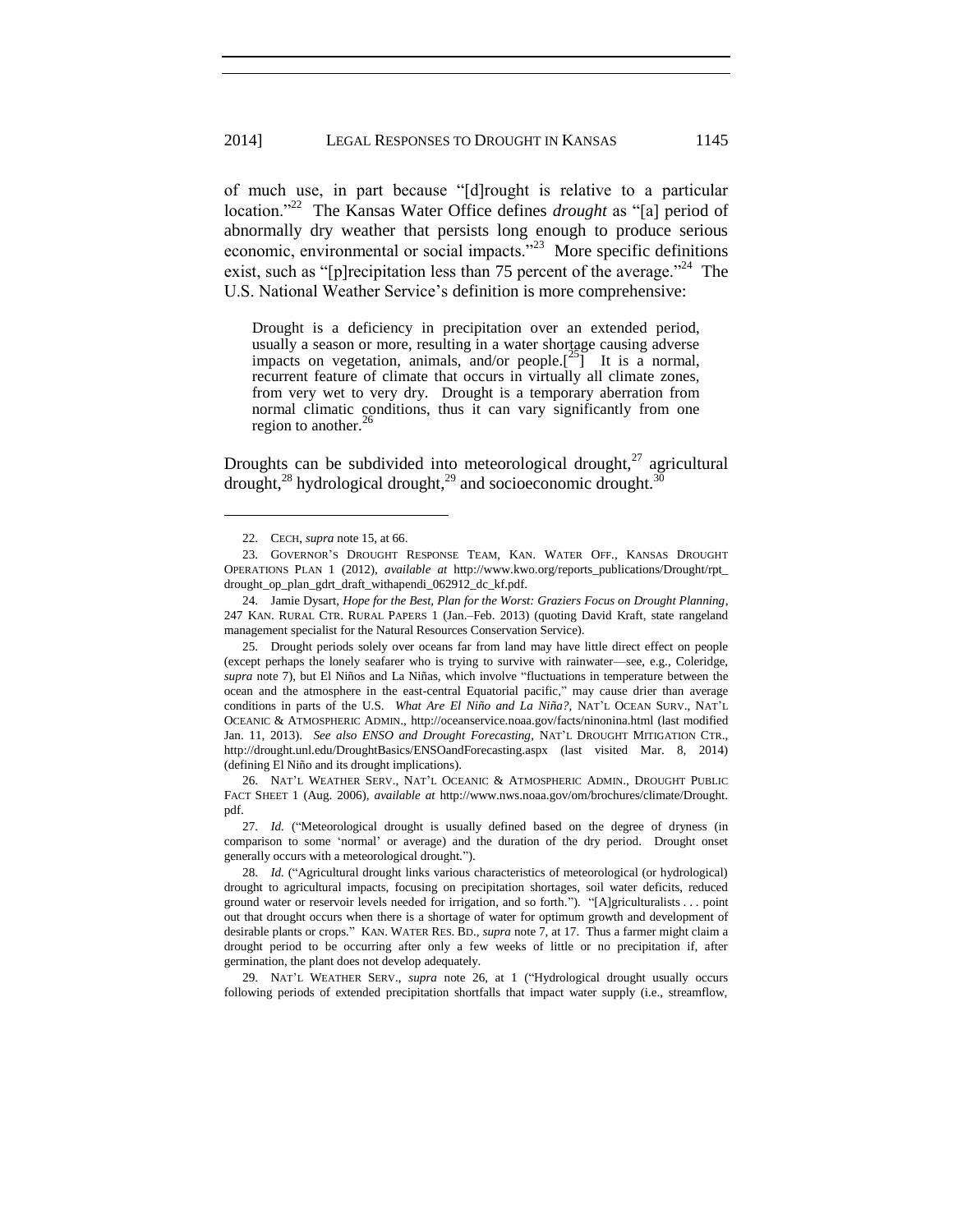of much use, in part because "[d]rought is relative to a particular location."[22] The Kansas Water Office defines *drought* as "[a] period of abnormally dry weather that persists long enough to produce serious economic, environmental or social impacts."[23] More specific definitions exist, such as "[p]recipitation less than 75 percent of the average."[24] The U.S. National Weather Service's definition is more comprehensive:

> Drought is a deficiency in precipitation over an extended period, usually a season or more, resulting in a water shortage causing adverse impacts on vegetation, animals, and/or people.[[25]] It is a normal, recurrent feature of climate that occurs in virtually all climate zones, from very wet to very dry. Drought is a temporary aberration from normal climatic conditions, thus it can vary significantly from one region to another.[26]

Droughts can be subdivided into meteorological drought,[27] agricultural drought,[28] hydrological drought,[29] and socioeconomic drought.[30]

---

22. CECH, *supra* note 15, at 66.

23. GOVERNOR'S DROUGHT RESPONSE TEAM, KAN. WATER OFF., KANSAS DROUGHT OPERATIONS PLAN 1 (2012), *available at* http://www.kwo.org/reports_publications/Drought/rpt_drought_op_plan_gdrt_draft_withapendi_062912_dc_kf.pdf.

24. Jamie Dysart, *Hope for the Best, Plan for the Worst: Graziers Focus on Drought Planning*, 247 KAN. RURAL CTR. RURAL PAPERS 1 (Jan.–Feb. 2013) (quoting David Kraft, state rangeland management specialist for the Natural Resources Conservation Service).

25. Drought periods solely over oceans far from land may have little direct effect on people (except perhaps the lonely seafarer who is trying to survive with rainwater—see, e.g., Coleridge, *supra* note 7), but El Niños and La Niñas, which involve "fluctuations in temperature between the ocean and the atmosphere in the east-central Equatorial pacific," may cause drier than average conditions in parts of the U.S. *What Are El Niño and La Niña?*, NAT'L OCEAN SURV., NAT'L OCEANIC & ATMOSPHERIC ADMIN., http://oceanservice.noaa.gov/facts/ninonina.html (last modified Jan. 11, 2013). *See also ENSO and Drought Forecasting*, NAT'L DROUGHT MITIGATION CTR., http://drought.unl.edu/DroughtBasics/ENSOandForecasting.aspx (last visited Mar. 8, 2014) (defining El Niño and its drought implications).

26. NAT'L WEATHER SERV., NAT'L OCEANIC & ATMOSPHERIC ADMIN., DROUGHT PUBLIC FACT SHEET 1 (Aug. 2006), *available at* http://www.nws.noaa.gov/om/brochures/climate/Drought.pdf.

27. *Id.* ("Meteorological drought is usually defined based on the degree of dryness (in comparison to some 'normal' or average) and the duration of the dry period. Drought onset generally occurs with a meteorological drought.").

28. *Id.* ("Agricultural drought links various characteristics of meteorological (or hydrological) drought to agricultural impacts, focusing on precipitation shortages, soil water deficits, reduced ground water or reservoir levels needed for irrigation, and so forth."). "[A]griculturalists . . . point out that drought occurs when there is a shortage of water for optimum growth and development of desirable plants or crops." KAN. WATER RES. BD., *supra* note 7, at 17. Thus a farmer might claim a drought period to be occurring after only a few weeks of little or no precipitation if, after germination, the plant does not develop adequately.

29. NAT'L WEATHER SERV., *supra* note 26, at 1 ("Hydrological drought usually occurs following periods of extended precipitation shortfalls that impact water supply (i.e., streamflow,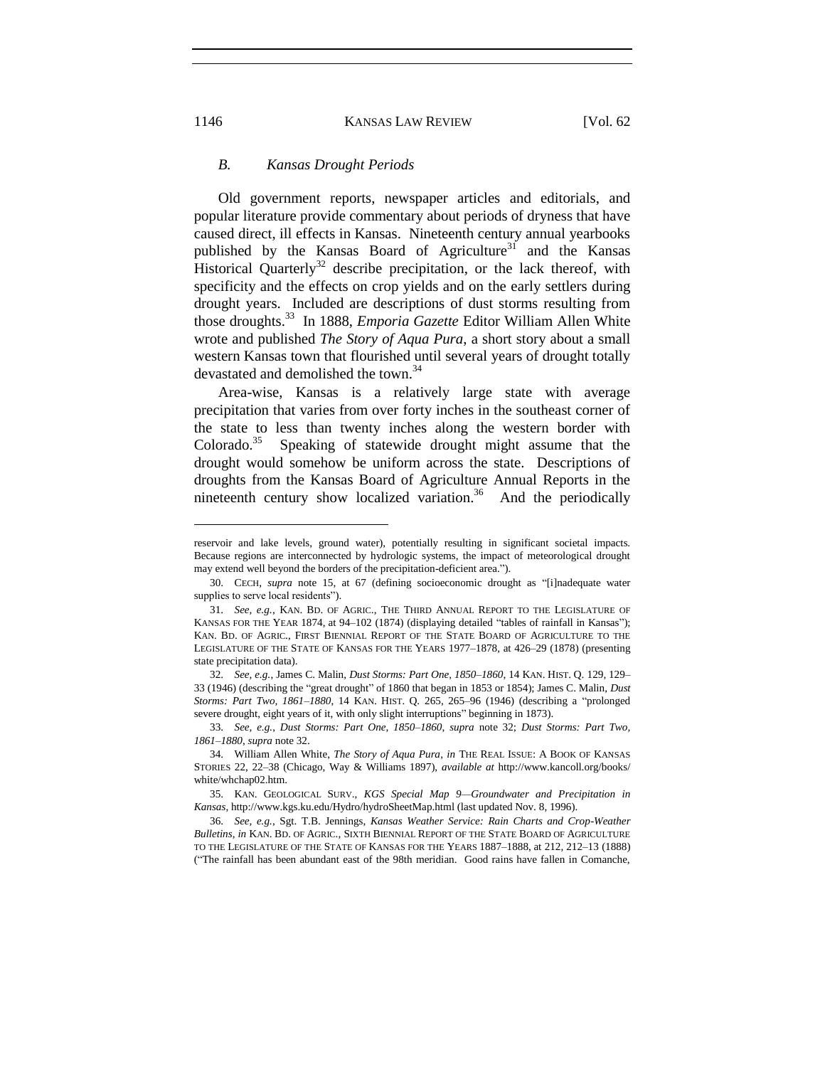### *B. Kansas Drought Periods*

Old government reports, newspaper articles and editorials, and popular literature provide commentary about periods of dryness that have caused direct, ill effects in Kansas. Nineteenth century annual yearbooks published by the Kansas Board of Agriculture[31] and the Kansas Historical Quarterly[32] describe precipitation, or the lack thereof, with specificity and the effects on crop yields and on the early settlers during drought years. Included are descriptions of dust storms resulting from those droughts.[33] In 1888, *Emporia Gazette* Editor William Allen White wrote and published *The Story of Aqua Pura*, a short story about a small western Kansas town that flourished until several years of drought totally devastated and demolished the town.[34]

Area-wise, Kansas is a relatively large state with average precipitation that varies from over forty inches in the southeast corner of the state to less than twenty inches along the western border with Colorado.[35] Speaking of statewide drought might assume that the drought would somehow be uniform across the state. Descriptions of droughts from the Kansas Board of Agriculture Annual Reports in the nineteenth century show localized variation.[36] And the periodically

---

reservoir and lake levels, ground water), potentially resulting in significant societal impacts. Because regions are interconnected by hydrologic systems, the impact of meteorological drought may extend well beyond the borders of the precipitation-deficient area.").

30. CECH, *supra* note 15, at 67 (defining socioeconomic drought as "[i]nadequate water supplies to serve local residents").

31. *See, e.g.*, KAN. BD. OF AGRIC., THE THIRD ANNUAL REPORT TO THE LEGISLATURE OF KANSAS FOR THE YEAR 1874, at 94–102 (1874) (displaying detailed "tables of rainfall in Kansas"); KAN. BD. OF AGRIC., FIRST BIENNIAL REPORT OF THE STATE BOARD OF AGRICULTURE TO THE LEGISLATURE OF THE STATE OF KANSAS FOR THE YEARS 1977–1878, at 426–29 (1878) (presenting state precipitation data).

32. *See, e.g.*, James C. Malin, *Dust Storms: Part One, 1850–1860*, 14 KAN. HIST. Q. 129, 129–33 (1946) (describing the "great drought" of 1860 that began in 1853 or 1854); James C. Malin, *Dust Storms: Part Two, 1861–1880*, 14 KAN. HIST. Q. 265, 265–96 (1946) (describing a "prolonged severe drought, eight years of it, with only slight interruptions" beginning in 1873).

33. *See, e.g.*, *Dust Storms: Part One, 1850–1860*, *supra* note 32; *Dust Storms: Part Two, 1861–1880*, *supra* note 32.

34. William Allen White, *The Story of Aqua Pura*, *in* THE REAL ISSUE: A BOOK OF KANSAS STORIES 22, 22–38 (Chicago, Way & Williams 1897), *available at* http://www.kancoll.org/books/white/whchap02.htm.

35. KAN. GEOLOGICAL SURV., *KGS Special Map 9—Groundwater and Precipitation in Kansas*, http://www.kgs.ku.edu/Hydro/hydroSheetMap.html (last updated Nov. 8, 1996).

36. *See, e.g.*, Sgt. T.B. Jennings, *Kansas Weather Service: Rain Charts and Crop-Weather Bulletins*, *in* KAN. BD. OF AGRIC., SIXTH BIENNIAL REPORT OF THE STATE BOARD OF AGRICULTURE TO THE LEGISLATURE OF THE STATE OF KANSAS FOR THE YEARS 1887–1888, at 212, 212–13 (1888) ("The rainfall has been abundant east of the 98th meridian. Good rains have fallen in Comanche,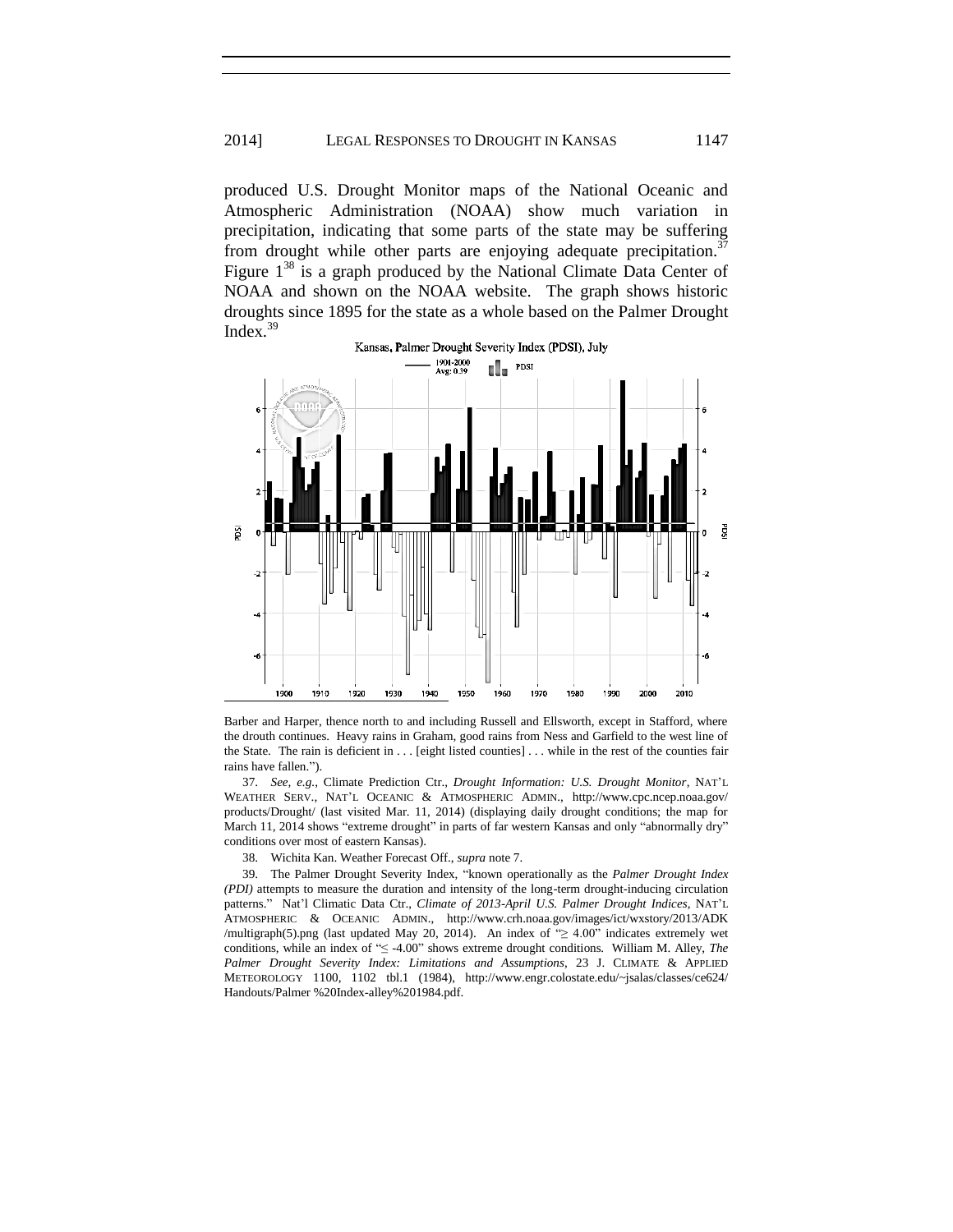produced U.S. Drought Monitor maps of the National Oceanic and Atmospheric Administration (NOAA) show much variation in precipitation, indicating that some parts of the state may be suffering from drought while other parts are enjoying adequate precipitation.[37] Figure 1[38] is a graph produced by the National Climate Data Center of NOAA and shown on the NOAA website. The graph shows historic droughts since 1895 for the state as a whole based on the Palmer Drought Index.[39]

Kansas, Palmer Drought Severity Index (PDSI), July

---

Barber and Harper, thence north to and including Russell and Ellsworth, except in Stafford, where the drouth continues. Heavy rains in Graham, good rains from Ness and Garfield to the west line of the State. The rain is deficient in . . . [eight listed counties] . . . while in the rest of the counties fair rains have fallen.").

37. *See, e.g.*, Climate Prediction Ctr., *Drought Information: U.S. Drought Monitor*, NAT'L WEATHER SERV., NAT'L OCEANIC & ATMOSPHERIC ADMIN., http://www.cpc.ncep.noaa.gov/products/Drought/ (last visited Mar. 11, 2014) (displaying daily drought conditions; the map for March 11, 2014 shows "extreme drought" in parts of far western Kansas and only "abnormally dry" conditions over most of eastern Kansas).

38. Wichita Kan. Weather Forecast Off., *supra* note 7.

39. The Palmer Drought Severity Index, "known operationally as the *Palmer Drought Index (PDI)* attempts to measure the duration and intensity of the long-term drought-inducing circulation patterns." Nat'l Climatic Data Ctr., *Climate of 2013-April U.S. Palmer Drought Indices*, NAT'L ATMOSPHERIC & OCEANIC ADMIN., http://www.crh.noaa.gov/images/ict/wxstory/2013/ADK/multigraph(5).png (last updated May 20, 2014). An index of "≥ 4.00" indicates extremely wet conditions, while an index of "≤ -4.00" shows extreme drought conditions. William M. Alley, *The Palmer Drought Severity Index: Limitations and Assumptions*, 23 J. CLIMATE & APPLIED METEOROLOGY 1100, 1102 tbl.1 (1984), http://www.engr.colostate.edu/~jsalas/classes/ce624/Handouts/Palmer %20Index-alley%201984.pdf.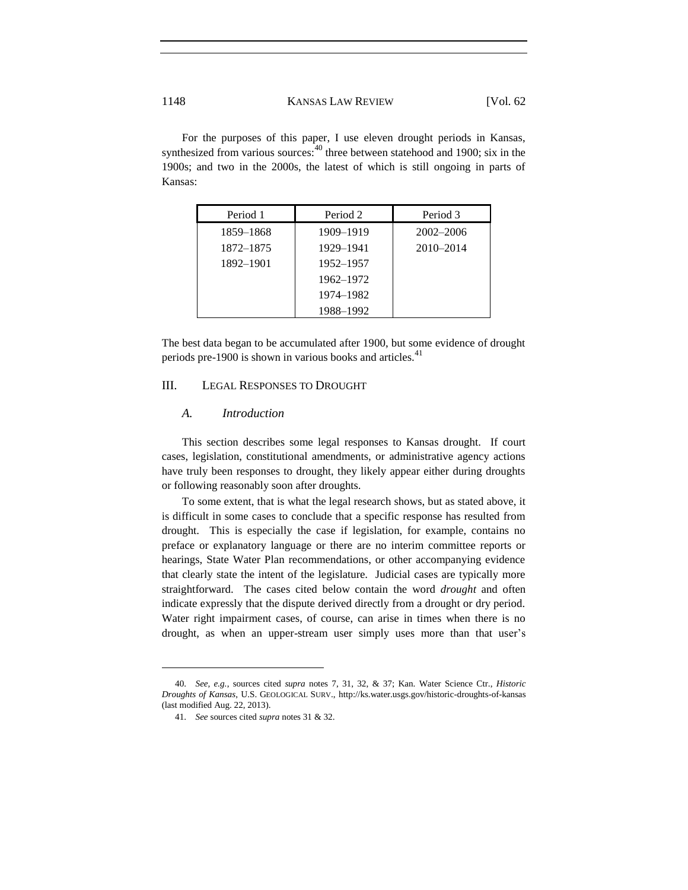For the purposes of this paper, I use eleven drought periods in Kansas, synthesized from various sources:[40] three between statehood and 1900; six in the 1900s; and two in the 2000s, the latest of which is still ongoing in parts of Kansas:

| Period 1 | Period 2 | Period 3 |
| --- | --- | --- |
| 1859–1868 | 1909–1919 | 2002–2006 |
| 1872–1875 | 1929–1941 | 2010–2014 |
| 1892–1901 | 1952–1957 | |
| | 1962–1972 | |
| | 1974–1982 | |
| | 1988–1992 | |

The best data began to be accumulated after 1900, but some evidence of drought periods pre-1900 is shown in various books and articles.[41]

## III. Legal Responses to Drought

### *A. Introduction*

This section describes some legal responses to Kansas drought. If court cases, legislation, constitutional amendments, or administrative agency actions have truly been responses to drought, they likely appear either during droughts or following reasonably soon after droughts.

To some extent, that is what the legal research shows, but as stated above, it is difficult in some cases to conclude that a specific response has resulted from drought. This is especially the case if legislation, for example, contains no preface or explanatory language or there are no interim committee reports or hearings, State Water Plan recommendations, or other accompanying evidence that clearly state the intent of the legislature. Judicial cases are typically more straightforward. The cases cited below contain the word *drought* and often indicate expressly that the dispute derived directly from a drought or dry period. Water right impairment cases, of course, can arise in times when there is no drought, as when an upper-stream user simply uses more than that user's

---

40. *See, e.g.*, sources cited *supra* notes 7, 31, 32, & 37; Kan. Water Science Ctr., *Historic Droughts of Kansas*, U.S. GEOLOGICAL SURV., http://ks.water.usgs.gov/historic-droughts-of-kansas (last modified Aug. 22, 2013).

41. *See* sources cited *supra* notes 31 & 32.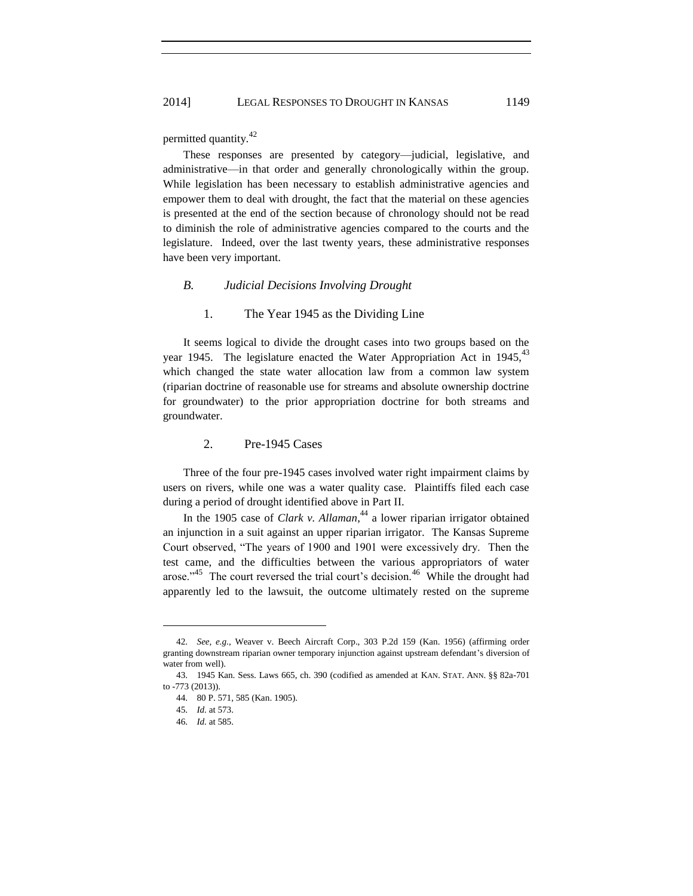permitted quantity.[42]

These responses are presented by category—judicial, legislative, and administrative—in that order and generally chronologically within the group. While legislation has been necessary to establish administrative agencies and empower them to deal with drought, the fact that the material on these agencies is presented at the end of the section because of chronology should not be read to diminish the role of administrative agencies compared to the courts and the legislature. Indeed, over the last twenty years, these administrative responses have been very important.

### *B. Judicial Decisions Involving Drought*

#### 1. The Year 1945 as the Dividing Line

It seems logical to divide the drought cases into two groups based on the year 1945. The legislature enacted the Water Appropriation Act in 1945,[43] which changed the state water allocation law from a common law system (riparian doctrine of reasonable use for streams and absolute ownership doctrine for groundwater) to the prior appropriation doctrine for both streams and groundwater.

#### 2. Pre-1945 Cases

Three of the four pre-1945 cases involved water right impairment claims by users on rivers, while one was a water quality case. Plaintiffs filed each case during a period of drought identified above in Part II.

In the 1905 case of *Clark v. Allaman*,[44] a lower riparian irrigator obtained an injunction in a suit against an upper riparian irrigator. The Kansas Supreme Court observed, "The years of 1900 and 1901 were excessively dry. Then the test came, and the difficulties between the various appropriators of water arose."[45] The court reversed the trial court's decision.[46] While the drought had apparently led to the lawsuit, the outcome ultimately rested on the supreme

---

42. *See, e.g.*, Weaver v. Beech Aircraft Corp., 303 P.2d 159 (Kan. 1956) (affirming order granting downstream riparian owner temporary injunction against upstream defendant's diversion of water from well).

43. 1945 Kan. Sess. Laws 665, ch. 390 (codified as amended at KAN. STAT. ANN. §§ 82a-701 to -773 (2013)).

44. 80 P. 571, 585 (Kan. 1905).

45. *Id.* at 573.

46. *Id.* at 585.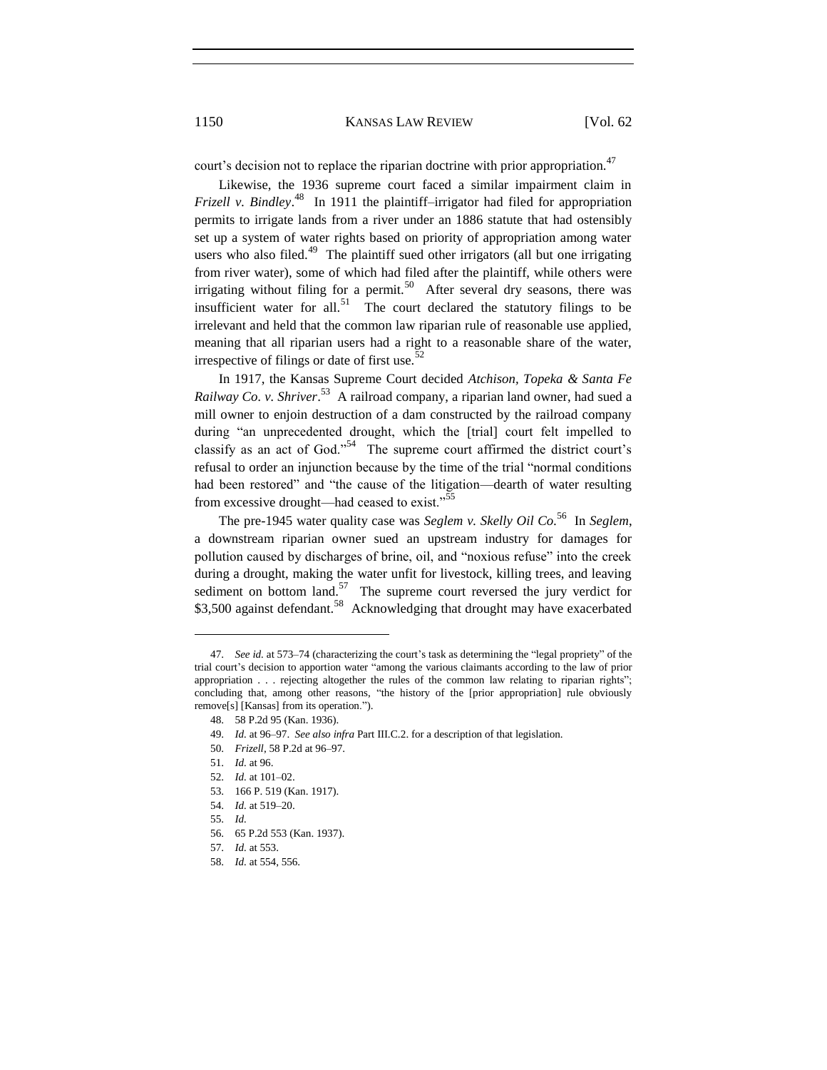court's decision not to replace the riparian doctrine with prior appropriation.[47]

Likewise, the 1936 supreme court faced a similar impairment claim in *Frizell v. Bindley*.[48] In 1911 the plaintiff–irrigator had filed for appropriation permits to irrigate lands from a river under an 1886 statute that had ostensibly set up a system of water rights based on priority of appropriation among water users who also filed.[49] The plaintiff sued other irrigators (all but one irrigating from river water), some of which had filed after the plaintiff, while others were irrigating without filing for a permit.[50] After several dry seasons, there was insufficient water for all.[51] The court declared the statutory filings to be irrelevant and held that the common law riparian rule of reasonable use applied, meaning that all riparian users had a right to a reasonable share of the water, irrespective of filings or date of first use.[52]

In 1917, the Kansas Supreme Court decided *Atchison, Topeka & Santa Fe Railway Co. v. Shriver*.[53] A railroad company, a riparian land owner, had sued a mill owner to enjoin destruction of a dam constructed by the railroad company during "an unprecedented drought, which the [trial] court felt impelled to classify as an act of God."[54] The supreme court affirmed the district court's refusal to order an injunction because by the time of the trial "normal conditions had been restored" and "the cause of the litigation—dearth of water resulting from excessive drought—had ceased to exist."[55]

The pre-1945 water quality case was *Seglem v. Skelly Oil Co.*[56] In *Seglem*, a downstream riparian owner sued an upstream industry for damages for pollution caused by discharges of brine, oil, and "noxious refuse" into the creek during a drought, making the water unfit for livestock, killing trees, and leaving sediment on bottom land.[57] The supreme court reversed the jury verdict for $3,500 against defendant.[58] Acknowledging that drought may have exacerbated

---

47. *See id.* at 573–74 (characterizing the court's task as determining the "legal propriety" of the trial court's decision to apportion water "among the various claimants according to the law of prior appropriation . . . rejecting altogether the rules of the common law relating to riparian rights"; concluding that, among other reasons, "the history of the [prior appropriation] rule obviously remove[s] [Kansas] from its operation.").

48. 58 P.2d 95 (Kan. 1936).

49. *Id.* at 96–97. *See also infra* Part III.C.2. for a description of that legislation.

50. *Frizell*, 58 P.2d at 96–97.

51. *Id.* at 96.

52. *Id.* at 101–02.

53. 166 P. 519 (Kan. 1917).

54. *Id.* at 519–20.

55. *Id.*

56. 65 P.2d 553 (Kan. 1937).

57. *Id.* at 553.

58. *Id.* at 554, 556.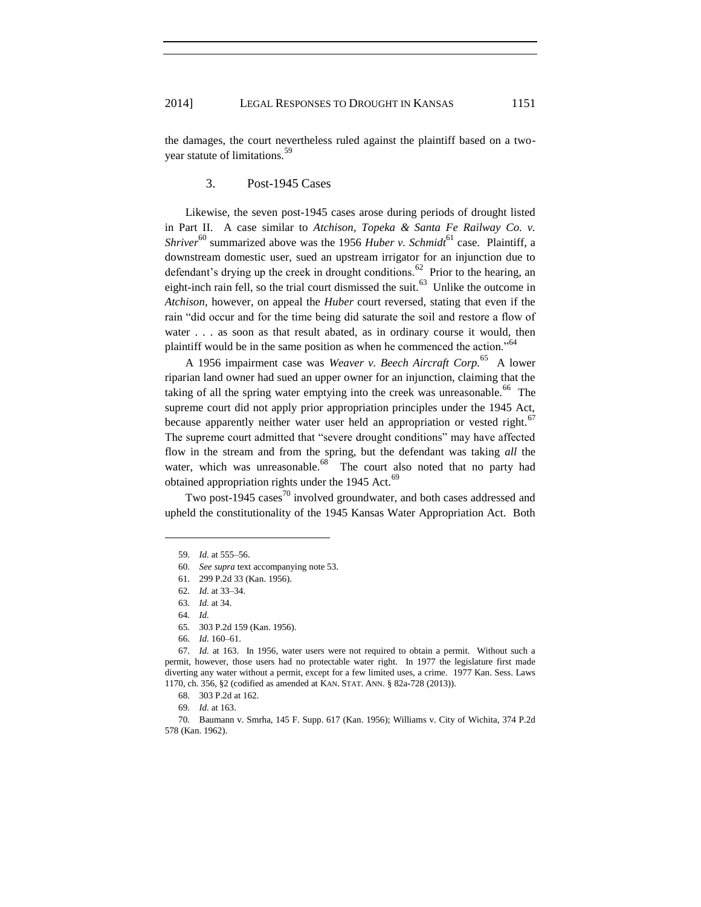the damages, the court nevertheless ruled against the plaintiff based on a two-year statute of limitations.[59]

### 3. Post-1945 Cases

Likewise, the seven post-1945 cases arose during periods of drought listed in Part II. A case similar to *Atchison, Topeka & Santa Fe Railway Co. v. Shriver*[60] summarized above was the 1956 *Huber v. Schmidt*[61] case. Plaintiff, a downstream domestic user, sued an upstream irrigator for an injunction due to defendant's drying up the creek in drought conditions.[62] Prior to the hearing, an eight-inch rain fell, so the trial court dismissed the suit.[63] Unlike the outcome in *Atchison*, however, on appeal the *Huber* court reversed, stating that even if the rain "did occur and for the time being did saturate the soil and restore a flow of water . . . as soon as that result abated, as in ordinary course it would, then plaintiff would be in the same position as when he commenced the action."[64]

A 1956 impairment case was *Weaver v. Beech Aircraft Corp.*[65] A lower riparian land owner had sued an upper owner for an injunction, claiming that the taking of all the spring water emptying into the creek was unreasonable.[66] The supreme court did not apply prior appropriation principles under the 1945 Act, because apparently neither water user held an appropriation or vested right.[67] The supreme court admitted that "severe drought conditions" may have affected flow in the stream and from the spring, but the defendant was taking *all* the water, which was unreasonable.[68] The court also noted that no party had obtained appropriation rights under the 1945 Act.[69]

Two post-1945 cases[70] involved groundwater, and both cases addressed and upheld the constitutionality of the 1945 Kansas Water Appropriation Act. Both

---

59. *Id.* at 555–56.

60. *See supra* text accompanying note 53.

61. 299 P.2d 33 (Kan. 1956).

62. *Id.* at 33–34.

63. *Id.* at 34.

64. *Id.*

65. 303 P.2d 159 (Kan. 1956).

66. *Id.* 160–61.

67. *Id.* at 163. In 1956, water users were not required to obtain a permit. Without such a permit, however, those users had no protectable water right. In 1977 the legislature first made diverting any water without a permit, except for a few limited uses, a crime. 1977 Kan. Sess. Laws 1170, ch. 356, §2 (codified as amended at KAN. STAT. ANN. § 82a-728 (2013)).

68. 303 P.2d at 162.

69. *Id.* at 163.

70. Baumann v. Smrha, 145 F. Supp. 617 (Kan. 1956); Williams v. City of Wichita, 374 P.2d 578 (Kan. 1962).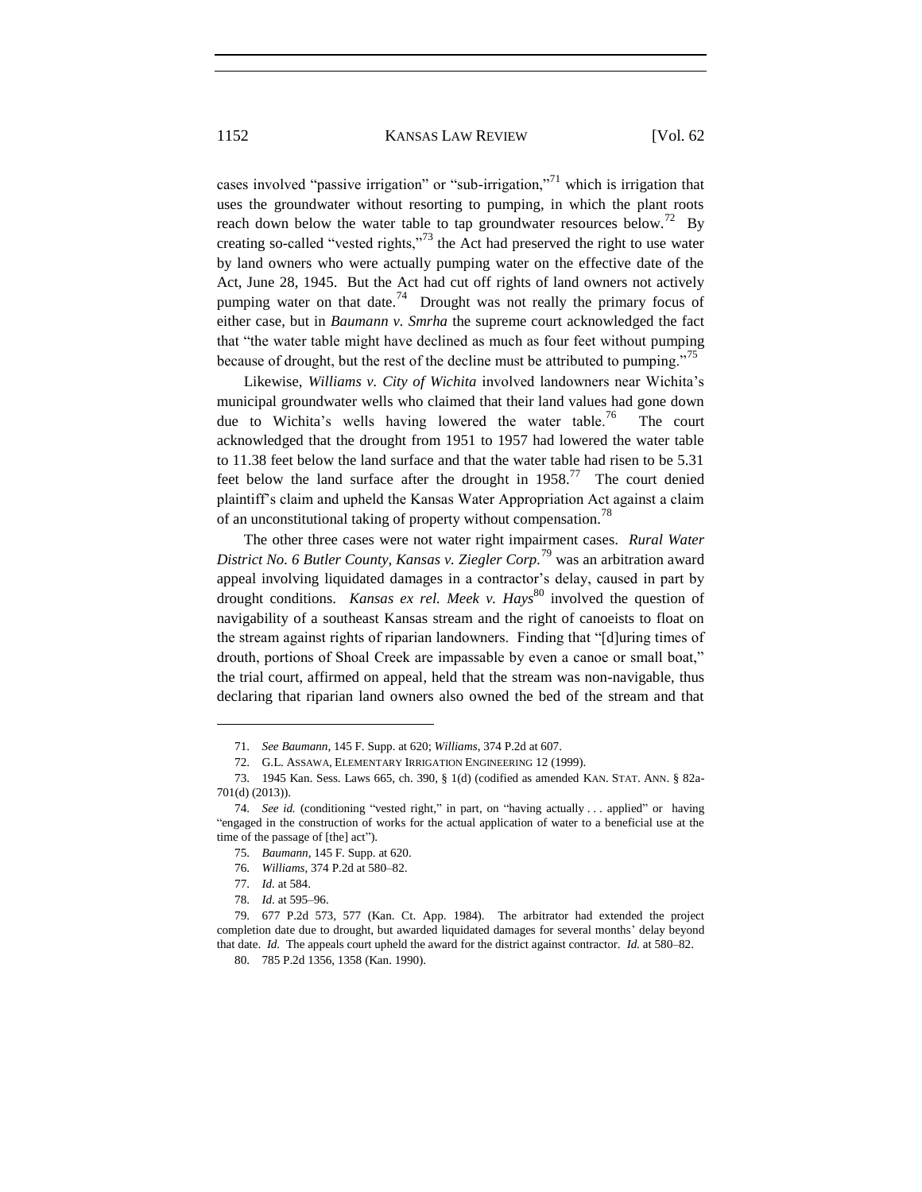cases involved "passive irrigation" or "sub-irrigation,"[71] which is irrigation that uses the groundwater without resorting to pumping, in which the plant roots reach down below the water table to tap groundwater resources below.[72] By creating so-called "vested rights,"[73] the Act had preserved the right to use water by land owners who were actually pumping water on the effective date of the Act, June 28, 1945. But the Act had cut off rights of land owners not actively pumping water on that date.[74] Drought was not really the primary focus of either case, but in *Baumann v. Smrha* the supreme court acknowledged the fact that "the water table might have declined as much as four feet without pumping because of drought, but the rest of the decline must be attributed to pumping."[75]

Likewise, *Williams v. City of Wichita* involved landowners near Wichita's municipal groundwater wells who claimed that their land values had gone down due to Wichita's wells having lowered the water table.[76] The court acknowledged that the drought from 1951 to 1957 had lowered the water table to 11.38 feet below the land surface and that the water table had risen to be 5.31 feet below the land surface after the drought in 1958.[77] The court denied plaintiff's claim and upheld the Kansas Water Appropriation Act against a claim of an unconstitutional taking of property without compensation.[78]

The other three cases were not water right impairment cases. *Rural Water District No. 6 Butler County, Kansas v. Ziegler Corp.*[79] was an arbitration award appeal involving liquidated damages in a contractor's delay, caused in part by drought conditions. *Kansas ex rel. Meek v. Hays*[80] involved the question of navigability of a southeast Kansas stream and the right of canoeists to float on the stream against rights of riparian landowners. Finding that "[d]uring times of drouth, portions of Shoal Creek are impassable by even a canoe or small boat," the trial court, affirmed on appeal, held that the stream was non-navigable, thus declaring that riparian land owners also owned the bed of the stream and that

---

71. *See Baumann*, 145 F. Supp. at 620; *Williams*, 374 P.2d at 607.

72. G.L. ASSAWA, ELEMENTARY IRRIGATION ENGINEERING 12 (1999).

73. 1945 Kan. Sess. Laws 665, ch. 390, § 1(d) (codified as amended KAN. STAT. ANN. § 82a-701(d) (2013)).

74. *See id.* (conditioning "vested right," in part, on "having actually . . . applied" or having "engaged in the construction of works for the actual application of water to a beneficial use at the time of the passage of [the] act").

75. *Baumann*, 145 F. Supp. at 620.

76. *Williams*, 374 P.2d at 580–82.

77. *Id.* at 584.

78. *Id.* at 595–96.

79. 677 P.2d 573, 577 (Kan. Ct. App. 1984). The arbitrator had extended the project completion date due to drought, but awarded liquidated damages for several months' delay beyond that date. *Id.* The appeals court upheld the award for the district against contractor. *Id.* at 580–82.

80. 785 P.2d 1356, 1358 (Kan. 1990).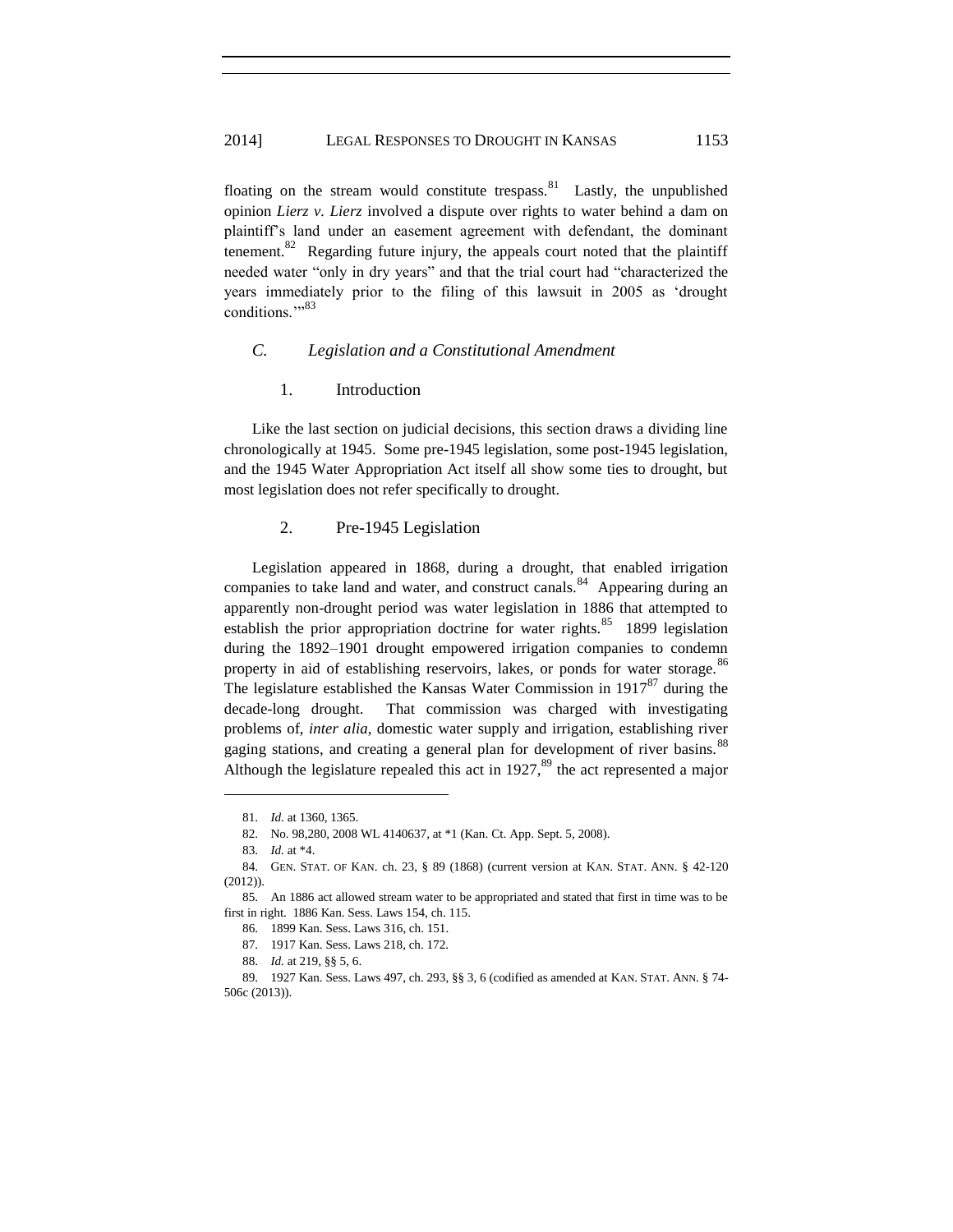floating on the stream would constitute trespass.[81] Lastly, the unpublished opinion *Lierz v. Lierz* involved a dispute over rights to water behind a dam on plaintiff's land under an easement agreement with defendant, the dominant tenement.[82] Regarding future injury, the appeals court noted that the plaintiff needed water "only in dry years" and that the trial court had "characterized the years immediately prior to the filing of this lawsuit in 2005 as 'drought conditions.'"[83]

### *C. Legislation and a Constitutional Amendment*

#### 1. Introduction

Like the last section on judicial decisions, this section draws a dividing line chronologically at 1945. Some pre-1945 legislation, some post-1945 legislation, and the 1945 Water Appropriation Act itself all show some ties to drought, but most legislation does not refer specifically to drought.

#### 2. Pre-1945 Legislation

Legislation appeared in 1868, during a drought, that enabled irrigation companies to take land and water, and construct canals.[84] Appearing during an apparently non-drought period was water legislation in 1886 that attempted to establish the prior appropriation doctrine for water rights.[85] 1899 legislation during the 1892–1901 drought empowered irrigation companies to condemn property in aid of establishing reservoirs, lakes, or ponds for water storage.[86] The legislature established the Kansas Water Commission in 1917[87] during the decade-long drought. That commission was charged with investigating problems of, *inter alia*, domestic water supply and irrigation, establishing river gaging stations, and creating a general plan for development of river basins.[88] Although the legislature repealed this act in 1927,[89] the act represented a major

---

81. *Id.* at 1360, 1365.

82. No. 98,280, 2008 WL 4140637, at *1 (Kan. Ct. App. Sept. 5, 2008).

83. *Id.* at *4.

84. GEN. STAT. OF KAN. ch. 23, § 89 (1868) (current version at KAN. STAT. ANN. § 42-120 (2012)).

85. An 1886 act allowed stream water to be appropriated and stated that first in time was to be first in right. 1886 Kan. Sess. Laws 154, ch. 115.

86. 1899 Kan. Sess. Laws 316, ch. 151.

87. 1917 Kan. Sess. Laws 218, ch. 172.

88. *Id.* at 219, §§ 5, 6.

89. 1927 Kan. Sess. Laws 497, ch. 293, §§ 3, 6 (codified as amended at KAN. STAT. ANN. § 74-506c (2013)).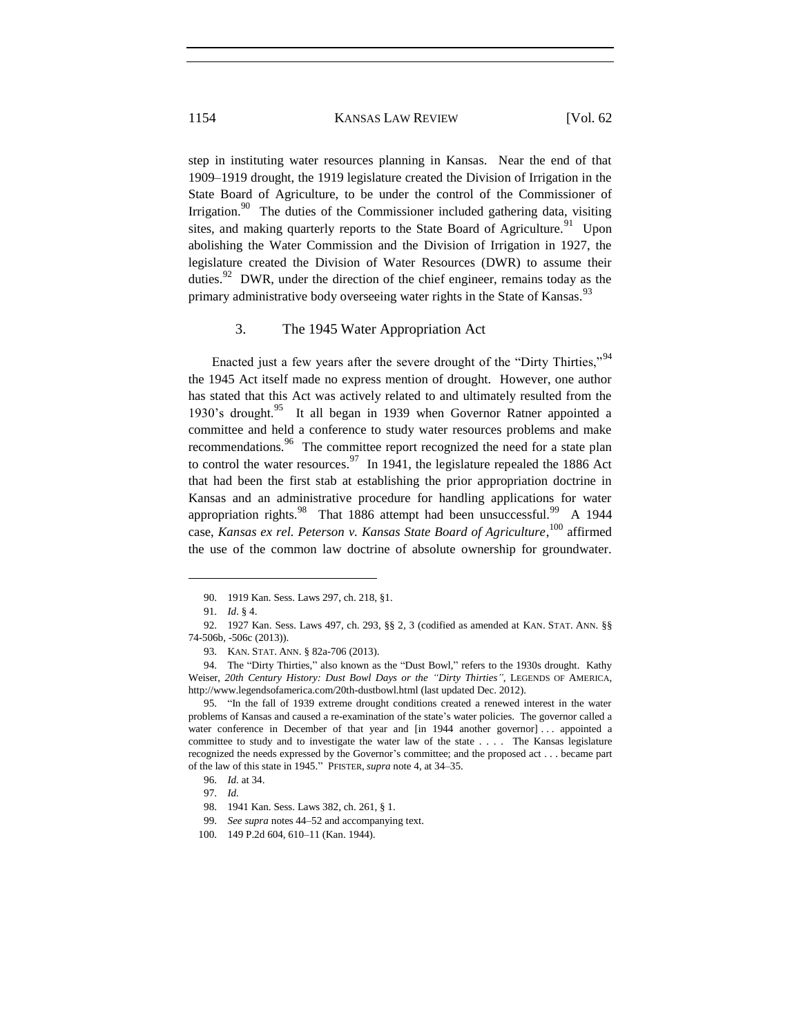step in instituting water resources planning in Kansas. Near the end of that 1909–1919 drought, the 1919 legislature created the Division of Irrigation in the State Board of Agriculture, to be under the control of the Commissioner of Irrigation.[90] The duties of the Commissioner included gathering data, visiting sites, and making quarterly reports to the State Board of Agriculture.[91] Upon abolishing the Water Commission and the Division of Irrigation in 1927, the legislature created the Division of Water Resources (DWR) to assume their duties.[92] DWR, under the direction of the chief engineer, remains today as the primary administrative body overseeing water rights in the State of Kansas.[93]

### 3. The 1945 Water Appropriation Act

Enacted just a few years after the severe drought of the "Dirty Thirties,"[94] the 1945 Act itself made no express mention of drought. However, one author has stated that this Act was actively related to and ultimately resulted from the 1930's drought.[95] It all began in 1939 when Governor Ratner appointed a committee and held a conference to study water resources problems and make recommendations.[96] The committee report recognized the need for a state plan to control the water resources.[97] In 1941, the legislature repealed the 1886 Act that had been the first stab at establishing the prior appropriation doctrine in Kansas and an administrative procedure for handling applications for water appropriation rights.[98] That 1886 attempt had been unsuccessful.[99] A 1944 case, *Kansas ex rel. Peterson v. Kansas State Board of Agriculture*,[100] affirmed the use of the common law doctrine of absolute ownership for groundwater.

---

90. 1919 Kan. Sess. Laws 297, ch. 218, §1.

91. *Id*. § 4.

92. 1927 Kan. Sess. Laws 497, ch. 293, §§ 2, 3 (codified as amended at KAN. STAT. ANN. §§ 74-506b, -506c (2013)).

93. KAN. STAT. ANN. § 82a-706 (2013).

94. The "Dirty Thirties," also known as the "Dust Bowl," refers to the 1930s drought. Kathy Weiser, *20th Century History: Dust Bowl Days or the "Dirty Thirties"*, LEGENDS OF AMERICA, http://www.legendsofamerica.com/20th-dustbowl.html (last updated Dec. 2012).

95. "In the fall of 1939 extreme drought conditions created a renewed interest in the water problems of Kansas and caused a re-examination of the state's water policies. The governor called a water conference in December of that year and [in 1944 another governor] . . . appointed a committee to study and to investigate the water law of the state . . . . The Kansas legislature recognized the needs expressed by the Governor's committee; and the proposed act . . . became part of the law of this state in 1945." PFISTER, *supra* note 4, at 34–35.

96. *Id.* at 34.

97. *Id.*

98. 1941 Kan. Sess. Laws 382, ch. 261, § 1.

99. *See supra* notes 44–52 and accompanying text.

100. 149 P.2d 604, 610–11 (Kan. 1944).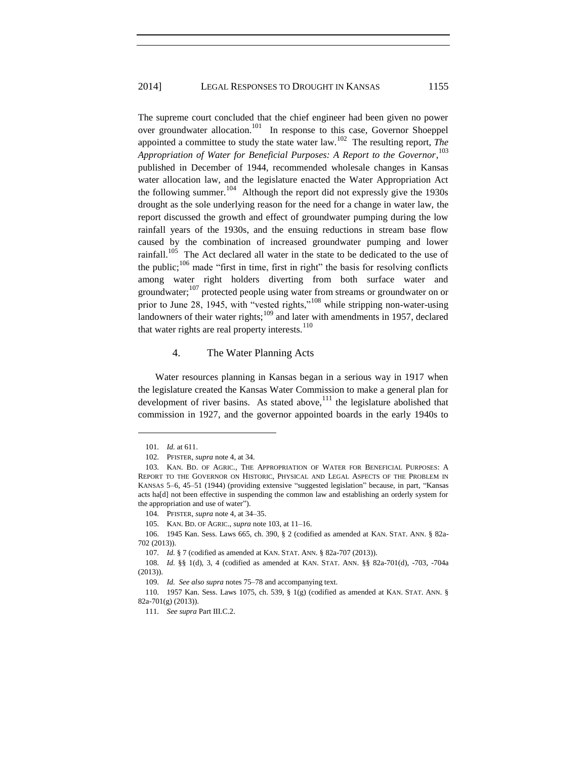The supreme court concluded that the chief engineer had been given no power over groundwater allocation.[101] In response to this case, Governor Shoeppel appointed a committee to study the state water law.[102] The resulting report, *The Appropriation of Water for Beneficial Purposes: A Report to the Governor*,[103] published in December of 1944, recommended wholesale changes in Kansas water allocation law, and the legislature enacted the Water Appropriation Act the following summer.[104] Although the report did not expressly give the 1930s drought as the sole underlying reason for the need for a change in water law, the report discussed the growth and effect of groundwater pumping during the low rainfall years of the 1930s, and the ensuing reductions in stream base flow caused by the combination of increased groundwater pumping and lower rainfall.[105] The Act declared all water in the state to be dedicated to the use of the public;[106] made "first in time, first in right" the basis for resolving conflicts among water right holders diverting from both surface water and groundwater;[107] protected people using water from streams or groundwater on or prior to June 28, 1945, with "vested rights,"[108] while stripping non-water-using landowners of their water rights;[109] and later with amendments in 1957, declared that water rights are real property interests.[110]

#### 4. The Water Planning Acts

Water resources planning in Kansas began in a serious way in 1917 when the legislature created the Kansas Water Commission to make a general plan for development of river basins. As stated above,[111] the legislature abolished that commission in 1927, and the governor appointed boards in the early 1940s to

---

101. *Id.* at 611.

102. PFISTER, *supra* note 4, at 34.

103. KAN. BD. OF AGRIC., THE APPROPRIATION OF WATER FOR BENEFICIAL PURPOSES: A REPORT TO THE GOVERNOR ON HISTORIC, PHYSICAL AND LEGAL ASPECTS OF THE PROBLEM IN KANSAS 5–6, 45–51 (1944) (providing extensive "suggested legislation" because, in part, "Kansas acts ha[d] not been effective in suspending the common law and establishing an orderly system for the appropriation and use of water").

104. PFISTER, *supra* note 4, at 34–35.

105. KAN. BD. OF AGRIC., *supra* note 103, at 11–16.

106. 1945 Kan. Sess. Laws 665, ch. 390, § 2 (codified as amended at KAN. STAT. ANN. § 82a-702 (2013)).

107. *Id.* § 7 (codified as amended at KAN. STAT. ANN. § 82a-707 (2013)).

108. *Id.* §§ 1(d), 3, 4 (codified as amended at KAN. STAT. ANN. §§ 82a-701(d), -703, -704a (2013)).

109. *Id. See also supra* notes 75–78 and accompanying text.

110. 1957 Kan. Sess. Laws 1075, ch. 539, § 1(g) (codified as amended at KAN. STAT. ANN. § 82a-701(g) (2013)).

111. *See supra* Part III.C.2.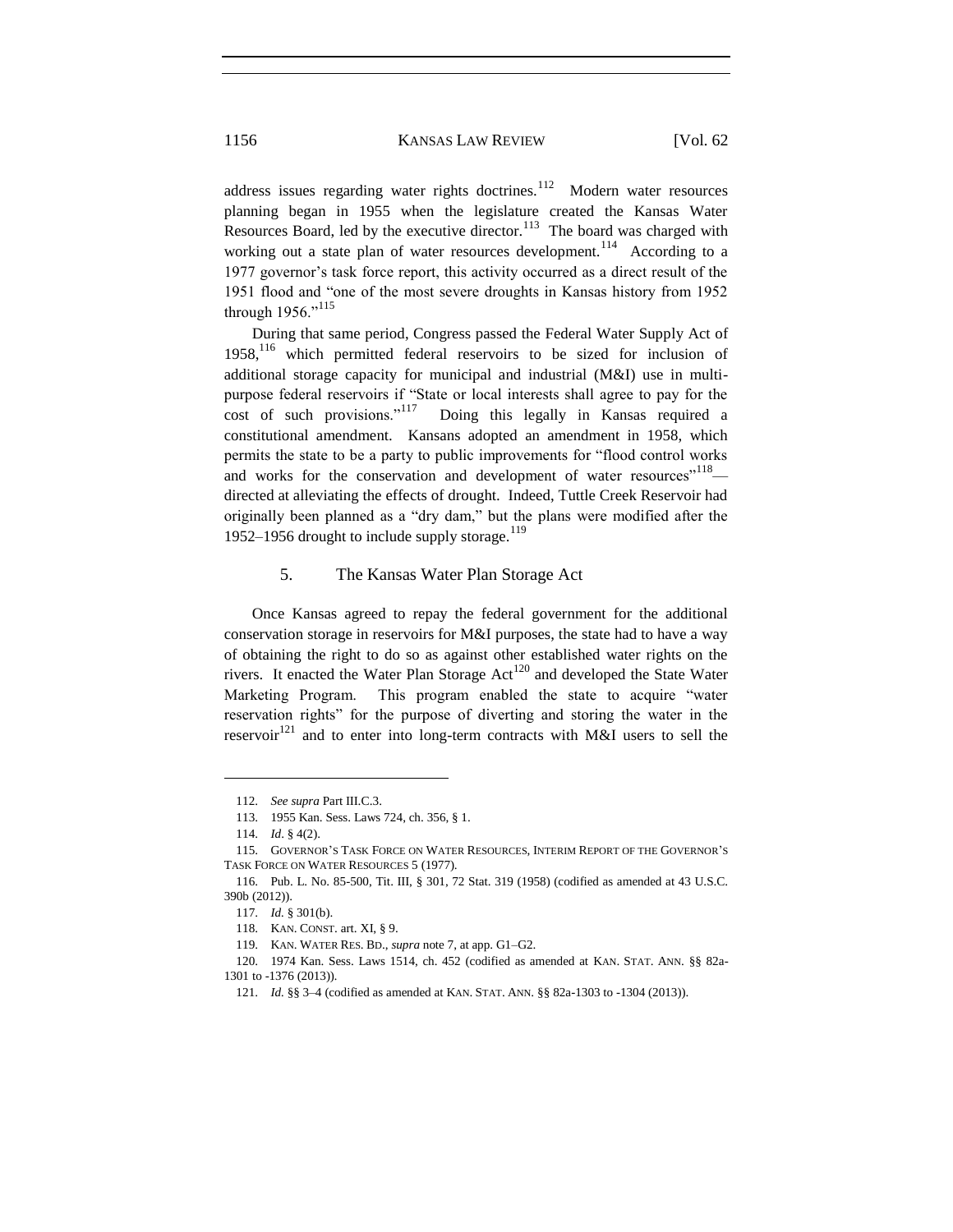address issues regarding water rights doctrines.[112] Modern water resources planning began in 1955 when the legislature created the Kansas Water Resources Board, led by the executive director.[113] The board was charged with working out a state plan of water resources development.[114] According to a 1977 governor's task force report, this activity occurred as a direct result of the 1951 flood and "one of the most severe droughts in Kansas history from 1952 through 1956."[115]

During that same period, Congress passed the Federal Water Supply Act of 1958,[116] which permitted federal reservoirs to be sized for inclusion of additional storage capacity for municipal and industrial (M&I) use in multi-purpose federal reservoirs if "State or local interests shall agree to pay for the cost of such provisions."[117] Doing this legally in Kansas required a constitutional amendment. Kansans adopted an amendment in 1958, which permits the state to be a party to public improvements for "flood control works and works for the conservation and development of water resources"[118]—directed at alleviating the effects of drought. Indeed, Tuttle Creek Reservoir had originally been planned as a "dry dam," but the plans were modified after the 1952–1956 drought to include supply storage.[119]

### 5. The Kansas Water Plan Storage Act

Once Kansas agreed to repay the federal government for the additional conservation storage in reservoirs for M&I purposes, the state had to have a way of obtaining the right to do so as against other established water rights on the rivers. It enacted the Water Plan Storage Act[120] and developed the State Water Marketing Program. This program enabled the state to acquire "water reservation rights" for the purpose of diverting and storing the water in the reservoir[121] and to enter into long-term contracts with M&I users to sell the

---

112. *See supra* Part III.C.3.

113. 1955 Kan. Sess. Laws 724, ch. 356, § 1.

114. *Id*. § 4(2).

115. GOVERNOR'S TASK FORCE ON WATER RESOURCES, INTERIM REPORT OF THE GOVERNOR'S TASK FORCE ON WATER RESOURCES 5 (1977).

116. Pub. L. No. 85-500, Tit. III, § 301, 72 Stat. 319 (1958) (codified as amended at 43 U.S.C. 390b (2012)).

117. *Id.* § 301(b).

118. KAN. CONST. art. XI, § 9.

119. KAN. WATER RES. BD., *supra* note 7, at app. G1–G2.

120. 1974 Kan. Sess. Laws 1514, ch. 452 (codified as amended at KAN. STAT. ANN. §§ 82a-1301 to -1376 (2013)).

121. *Id.* §§ 3–4 (codified as amended at KAN. STAT. ANN. §§ 82a-1303 to -1304 (2013)).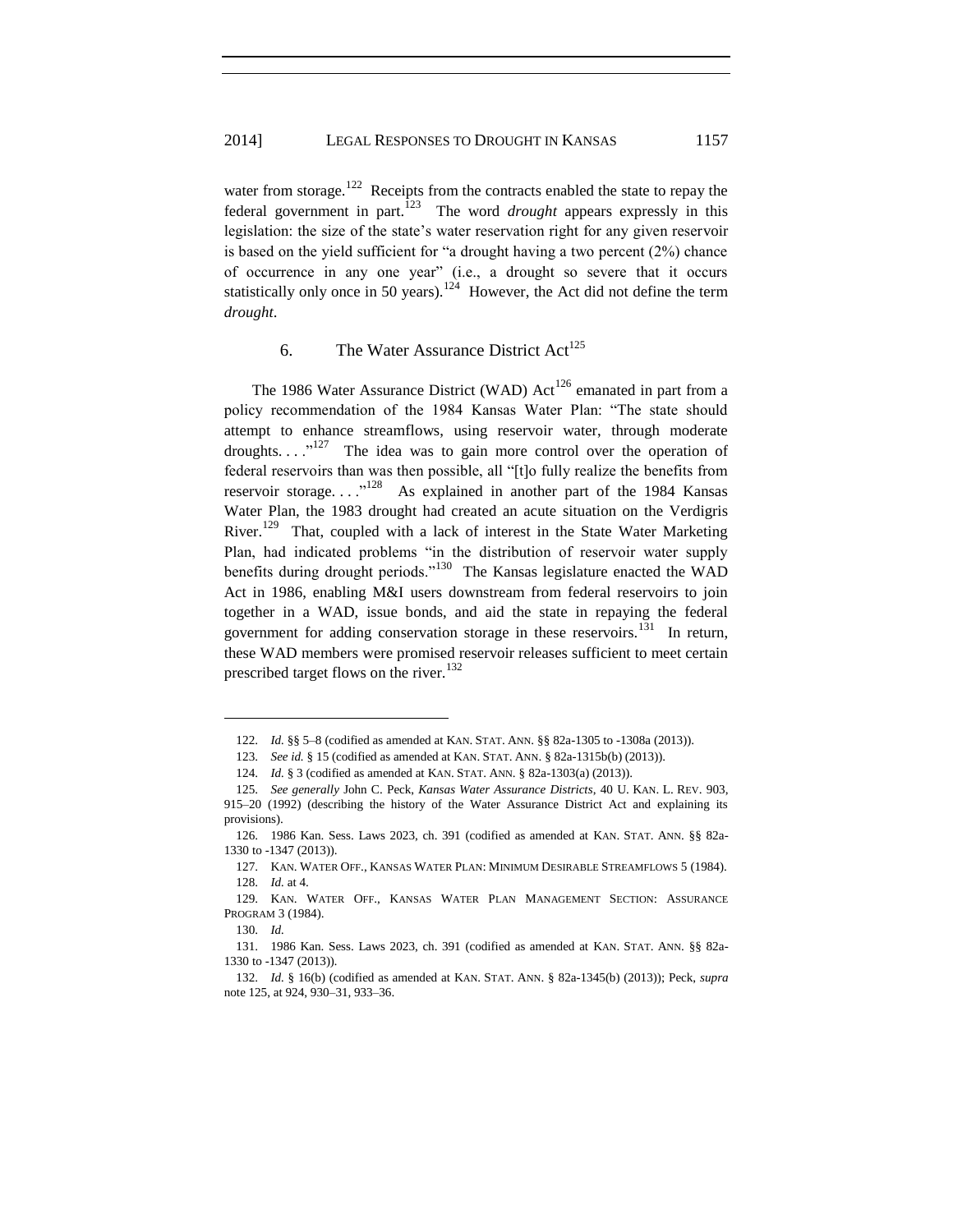water from storage.[122] Receipts from the contracts enabled the state to repay the federal government in part.[123] The word *drought* appears expressly in this legislation: the size of the state's water reservation right for any given reservoir is based on the yield sufficient for "a drought having a two percent (2%) chance of occurrence in any one year" (i.e., a drought so severe that it occurs statistically only once in 50 years).[124] However, the Act did not define the term *drought*.

### 6. The Water Assurance District Act[125]

The 1986 Water Assurance District (WAD) Act[126] emanated in part from a policy recommendation of the 1984 Kansas Water Plan: "The state should attempt to enhance streamflows, using reservoir water, through moderate droughts. . . ."[127] The idea was to gain more control over the operation of federal reservoirs than was then possible, all "[t]o fully realize the benefits from reservoir storage. . . ."[128] As explained in another part of the 1984 Kansas Water Plan, the 1983 drought had created an acute situation on the Verdigris River.[129] That, coupled with a lack of interest in the State Water Marketing Plan, had indicated problems "in the distribution of reservoir water supply benefits during drought periods."[130] The Kansas legislature enacted the WAD Act in 1986, enabling M&I users downstream from federal reservoirs to join together in a WAD, issue bonds, and aid the state in repaying the federal government for adding conservation storage in these reservoirs.[131] In return, these WAD members were promised reservoir releases sufficient to meet certain prescribed target flows on the river.[132]

---

122. *Id.* §§ 5–8 (codified as amended at KAN. STAT. ANN. §§ 82a-1305 to -1308a (2013)).

123. *See id.* § 15 (codified as amended at KAN. STAT. ANN. § 82a-1315b(b) (2013)).

124. *Id.* § 3 (codified as amended at KAN. STAT. ANN. § 82a-1303(a) (2013)).

125. *See generally* John C. Peck, *Kansas Water Assurance Districts*, 40 U. KAN. L. REV. 903, 915–20 (1992) (describing the history of the Water Assurance District Act and explaining its provisions).

126. 1986 Kan. Sess. Laws 2023, ch. 391 (codified as amended at KAN. STAT. ANN. §§ 82a-1330 to -1347 (2013)).

127. KAN. WATER OFF., KANSAS WATER PLAN: MINIMUM DESIRABLE STREAMFLOWS 5 (1984).

128. *Id.* at 4.

129. KAN. WATER OFF., KANSAS WATER PLAN MANAGEMENT SECTION: ASSURANCE PROGRAM 3 (1984).

130. *Id.*

131. 1986 Kan. Sess. Laws 2023, ch. 391 (codified as amended at KAN. STAT. ANN. §§ 82a-1330 to -1347 (2013)).

132. *Id.* § 16(b) (codified as amended at KAN. STAT. ANN. § 82a-1345(b) (2013)); Peck, *supra* note 125, at 924, 930–31, 933–36.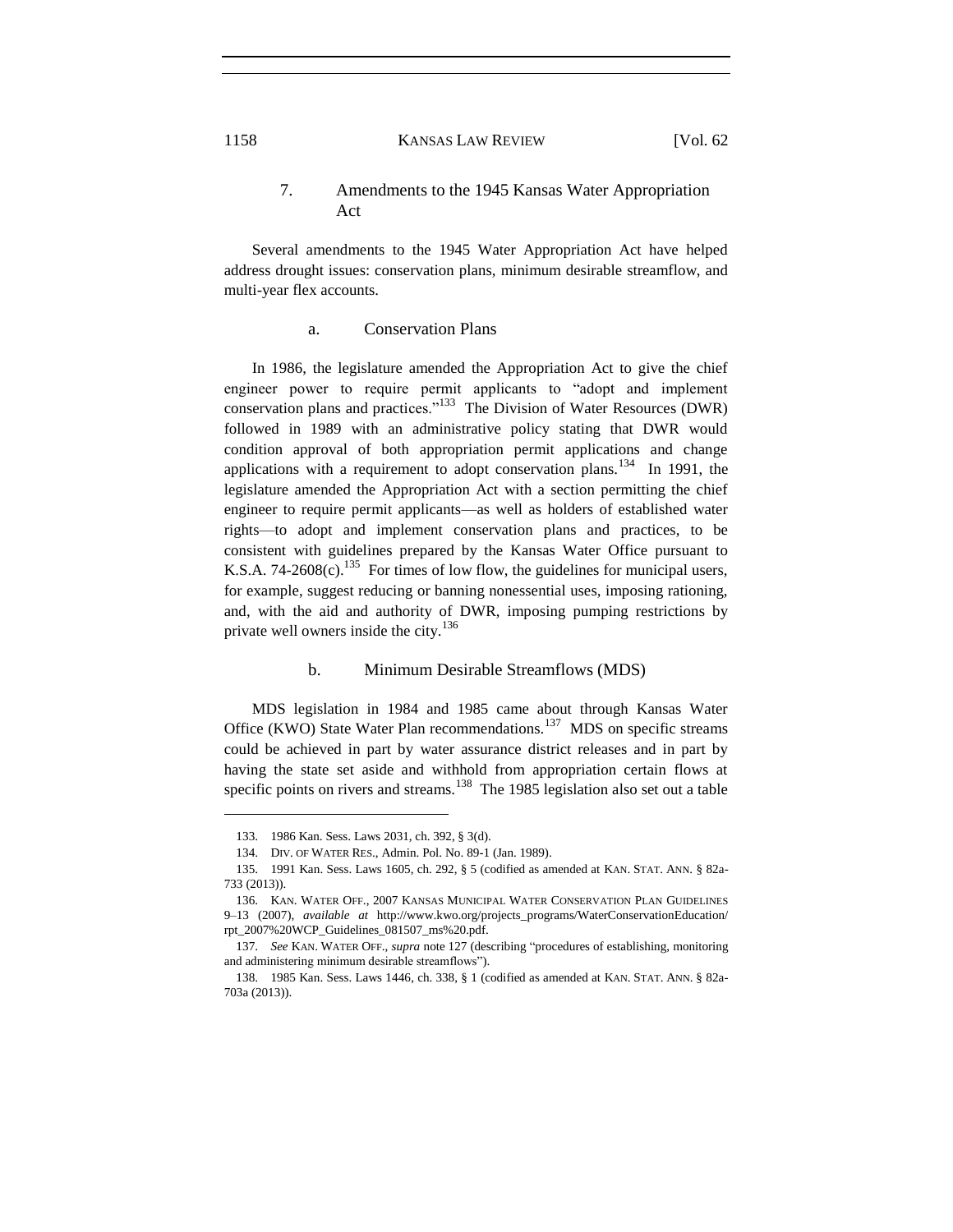### 7. Amendments to the 1945 Kansas Water Appropriation Act

Several amendments to the 1945 Water Appropriation Act have helped address drought issues: conservation plans, minimum desirable streamflow, and multi-year flex accounts.

#### a. Conservation Plans

In 1986, the legislature amended the Appropriation Act to give the chief engineer power to require permit applicants to "adopt and implement conservation plans and practices."[133] The Division of Water Resources (DWR) followed in 1989 with an administrative policy stating that DWR would condition approval of both appropriation permit applications and change applications with a requirement to adopt conservation plans.[134] In 1991, the legislature amended the Appropriation Act with a section permitting the chief engineer to require permit applicants—as well as holders of established water rights—to adopt and implement conservation plans and practices, to be consistent with guidelines prepared by the Kansas Water Office pursuant to K.S.A. 74-2608(c).[135] For times of low flow, the guidelines for municipal users, for example, suggest reducing or banning nonessential uses, imposing rationing, and, with the aid and authority of DWR, imposing pumping restrictions by private well owners inside the city.[136]

#### b. Minimum Desirable Streamflows (MDS)

MDS legislation in 1984 and 1985 came about through Kansas Water Office (KWO) State Water Plan recommendations.[137] MDS on specific streams could be achieved in part by water assurance district releases and in part by having the state set aside and withhold from appropriation certain flows at specific points on rivers and streams.[138] The 1985 legislation also set out a table

---

133. 1986 Kan. Sess. Laws 2031, ch. 392, § 3(d).

134. DIV. OF WATER RES., Admin. Pol. No. 89-1 (Jan. 1989).

135. 1991 Kan. Sess. Laws 1605, ch. 292, § 5 (codified as amended at KAN. STAT. ANN. § 82a-733 (2013)).

136. KAN. WATER OFF., 2007 KANSAS MUNICIPAL WATER CONSERVATION PLAN GUIDELINES 9–13 (2007), *available at* http://www.kwo.org/projects_programs/WaterConservationEducation/rpt_2007%20WCP_Guidelines_081507_ms%20.pdf.

137. *See* KAN. WATER OFF., *supra* note 127 (describing "procedures of establishing, monitoring and administering minimum desirable streamflows").

138. 1985 Kan. Sess. Laws 1446, ch. 338, § 1 (codified as amended at KAN. STAT. ANN. § 82a-703a (2013)).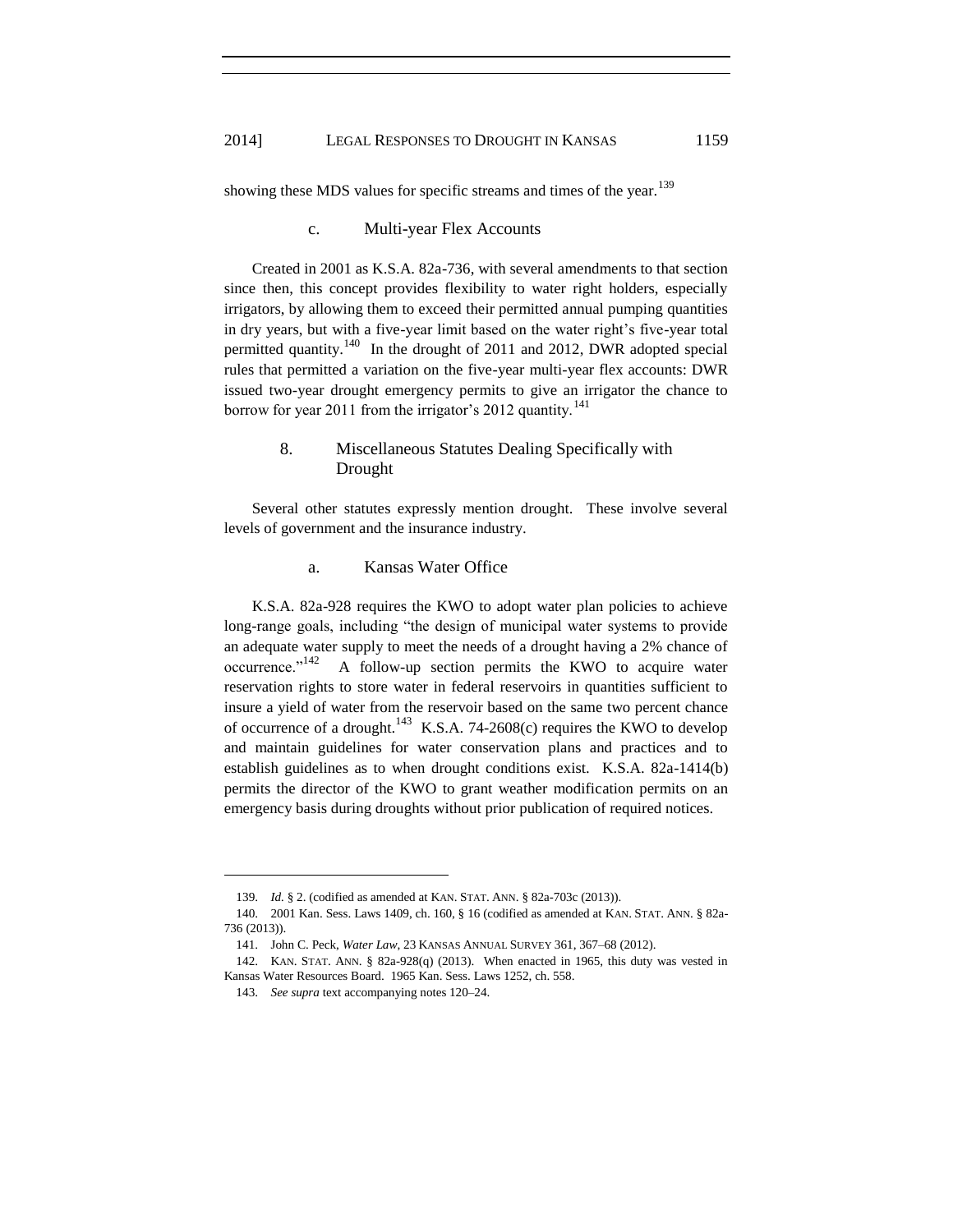showing these MDS values for specific streams and times of the year.[139]

#### c. Multi-year Flex Accounts

Created in 2001 as K.S.A. 82a-736, with several amendments to that section since then, this concept provides flexibility to water right holders, especially irrigators, by allowing them to exceed their permitted annual pumping quantities in dry years, but with a five-year limit based on the water right's five-year total permitted quantity.[140] In the drought of 2011 and 2012, DWR adopted special rules that permitted a variation on the five-year multi-year flex accounts: DWR issued two-year drought emergency permits to give an irrigator the chance to borrow for year 2011 from the irrigator's 2012 quantity.[141]

### 8. Miscellaneous Statutes Dealing Specifically with Drought

Several other statutes expressly mention drought. These involve several levels of government and the insurance industry.

#### a. Kansas Water Office

K.S.A. 82a-928 requires the KWO to adopt water plan policies to achieve long-range goals, including "the design of municipal water systems to provide an adequate water supply to meet the needs of a drought having a 2% chance of occurrence."[142] A follow-up section permits the KWO to acquire water reservation rights to store water in federal reservoirs in quantities sufficient to insure a yield of water from the reservoir based on the same two percent chance of occurrence of a drought.[143] K.S.A. 74-2608(c) requires the KWO to develop and maintain guidelines for water conservation plans and practices and to establish guidelines as to when drought conditions exist. K.S.A. 82a-1414(b) permits the director of the KWO to grant weather modification permits on an emergency basis during droughts without prior publication of required notices.

---

139. *Id.* § 2. (codified as amended at KAN. STAT. ANN. § 82a-703c (2013)).

140. 2001 Kan. Sess. Laws 1409, ch. 160, § 16 (codified as amended at KAN. STAT. ANN. § 82a-736 (2013)).

141. John C. Peck, *Water Law*, 23 KANSAS ANNUAL SURVEY 361, 367–68 (2012).

142. KAN. STAT. ANN. § 82a-928(q) (2013). When enacted in 1965, this duty was vested in Kansas Water Resources Board. 1965 Kan. Sess. Laws 1252, ch. 558.

143. *See supra* text accompanying notes 120–24.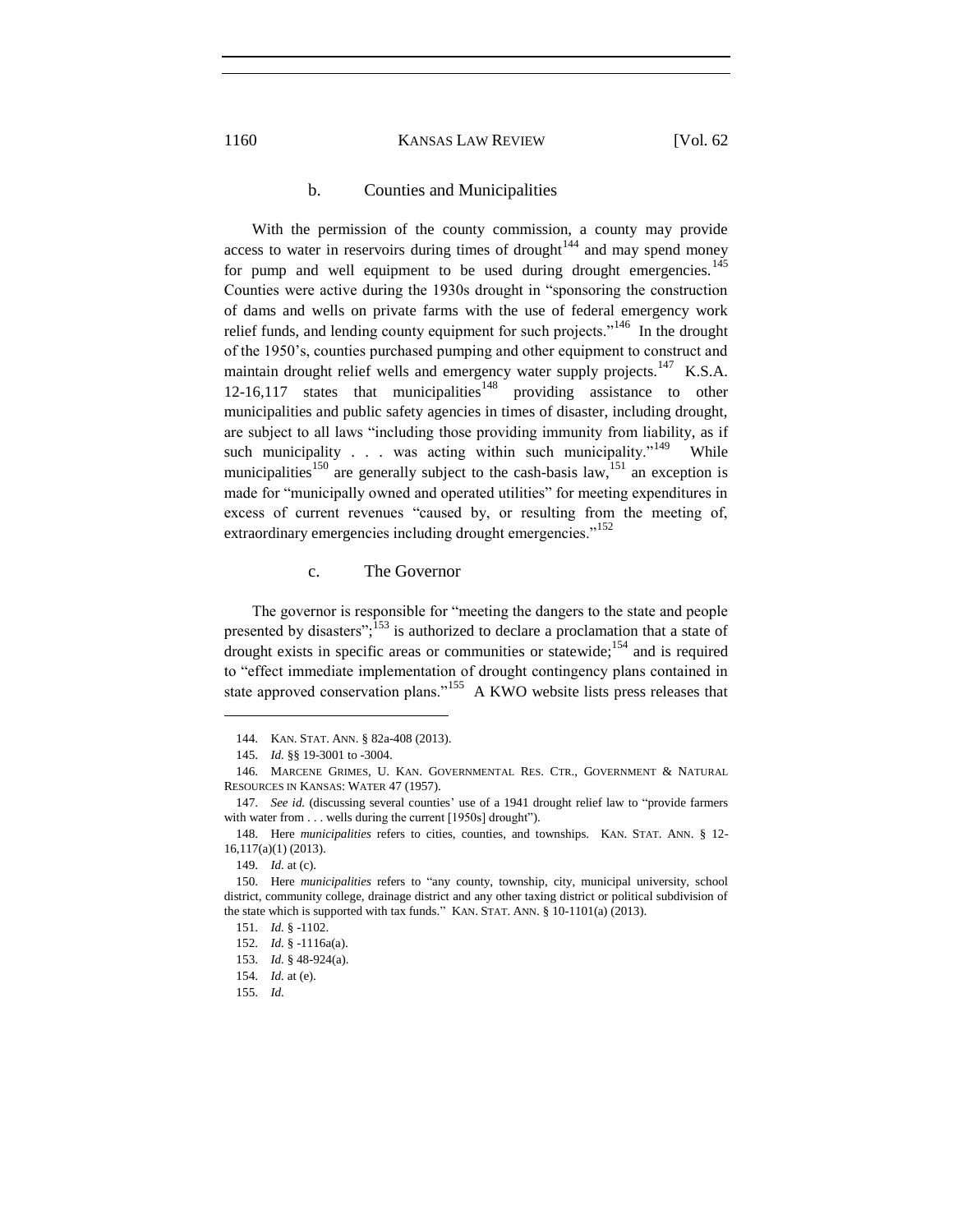#### b. Counties and Municipalities

With the permission of the county commission, a county may provide access to water in reservoirs during times of drought[144] and may spend money for pump and well equipment to be used during drought emergencies.[145] Counties were active during the 1930s drought in "sponsoring the construction of dams and wells on private farms with the use of federal emergency work relief funds, and lending county equipment for such projects."[146] In the drought of the 1950's, counties purchased pumping and other equipment to construct and maintain drought relief wells and emergency water supply projects.[147] K.S.A. 12-16,117 states that municipalities[148] providing assistance to other municipalities and public safety agencies in times of disaster, including drought, are subject to all laws "including those providing immunity from liability, as if such municipality . . . was acting within such municipality."[149] While municipalities[150] are generally subject to the cash-basis law,[151] an exception is made for "municipally owned and operated utilities" for meeting expenditures in excess of current revenues "caused by, or resulting from the meeting of, extraordinary emergencies including drought emergencies."[152]

#### c. The Governor

The governor is responsible for "meeting the dangers to the state and people presented by disasters";[153] is authorized to declare a proclamation that a state of drought exists in specific areas or communities or statewide;[154] and is required to "effect immediate implementation of drought contingency plans contained in state approved conservation plans."[155] A KWO website lists press releases that

---

144. KAN. STAT. ANN. § 82a-408 (2013).

145. *Id.* §§ 19-3001 to -3004.

146. MARCENE GRIMES, U. KAN. GOVERNMENTAL RES. CTR., GOVERNMENT & NATURAL RESOURCES IN KANSAS: WATER 47 (1957).

147. *See id.* (discussing several counties' use of a 1941 drought relief law to "provide farmers with water from . . . wells during the current [1950s] drought").

148. Here *municipalities* refers to cities, counties, and townships. KAN. STAT. ANN. § 12-16,117(a)(1) (2013).

149. *Id.* at (c).

150. Here *municipalities* refers to "any county, township, city, municipal university, school district, community college, drainage district and any other taxing district or political subdivision of the state which is supported with tax funds." KAN. STAT. ANN. § 10-1101(a) (2013).

151. *Id.* § -1102.

152. *Id.* § -1116a(a).

153. *Id.* § 48-924(a).

154. *Id.* at (e).

155. *Id.*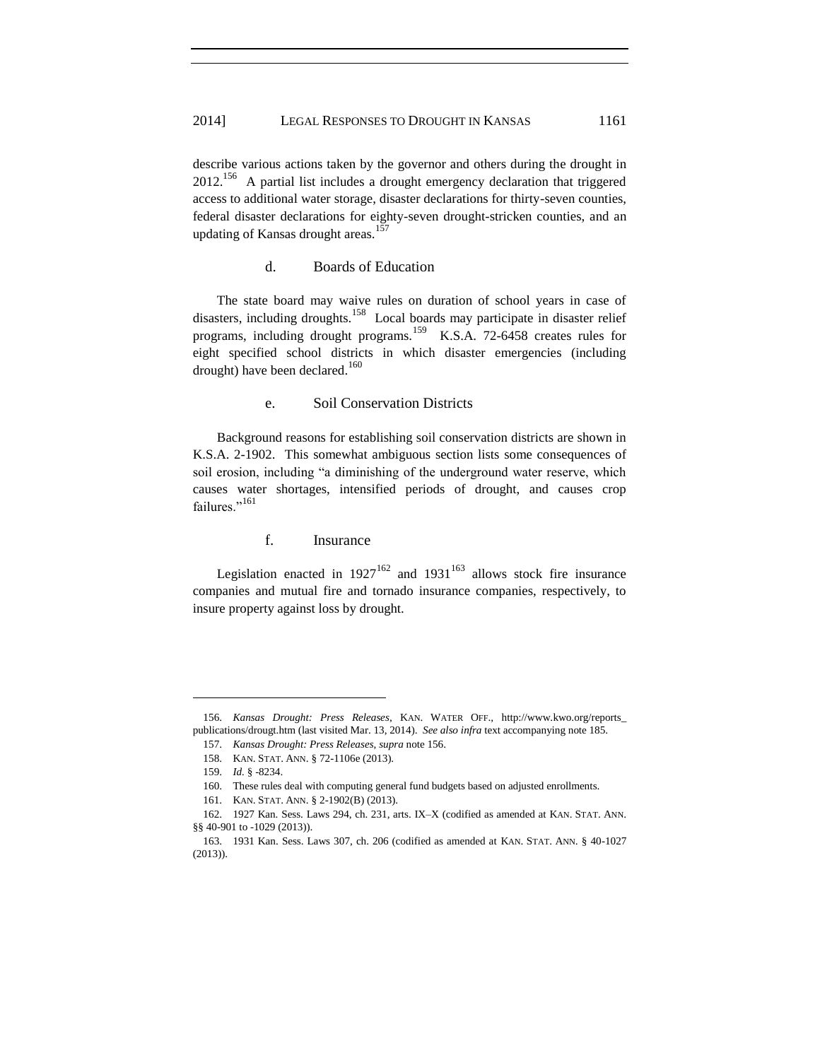describe various actions taken by the governor and others during the drought in 2012.[156] A partial list includes a drought emergency declaration that triggered access to additional water storage, disaster declarations for thirty-seven counties, federal disaster declarations for eighty-seven drought-stricken counties, and an updating of Kansas drought areas.[157]

#### d. Boards of Education

The state board may waive rules on duration of school years in case of disasters, including droughts.[158] Local boards may participate in disaster relief programs, including drought programs.[159] K.S.A. 72-6458 creates rules for eight specified school districts in which disaster emergencies (including drought) have been declared.[160]

#### e. Soil Conservation Districts

Background reasons for establishing soil conservation districts are shown in K.S.A. 2-1902. This somewhat ambiguous section lists some consequences of soil erosion, including "a diminishing of the underground water reserve, which causes water shortages, intensified periods of drought, and causes crop failures."[161]

#### f. Insurance

Legislation enacted in 1927[162] and 1931[163] allows stock fire insurance companies and mutual fire and tornado insurance companies, respectively, to insure property against loss by drought.

---

156. *Kansas Drought: Press Releases*, KAN. WATER OFF., http://www.kwo.org/reports_publications/drougt.htm (last visited Mar. 13, 2014). *See also infra* text accompanying note 185.

157. *Kansas Drought: Press Releases*, *supra* note 156.

158. KAN. STAT. ANN. § 72-1106e (2013).

159. *Id.* § -8234.

160. These rules deal with computing general fund budgets based on adjusted enrollments.

161. KAN. STAT. ANN. § 2-1902(B) (2013).

162. 1927 Kan. Sess. Laws 294, ch. 231, arts. IX–X (codified as amended at KAN. STAT. ANN. §§ 40-901 to -1029 (2013)).

163. 1931 Kan. Sess. Laws 307, ch. 206 (codified as amended at KAN. STAT. ANN. § 40-1027 (2013)).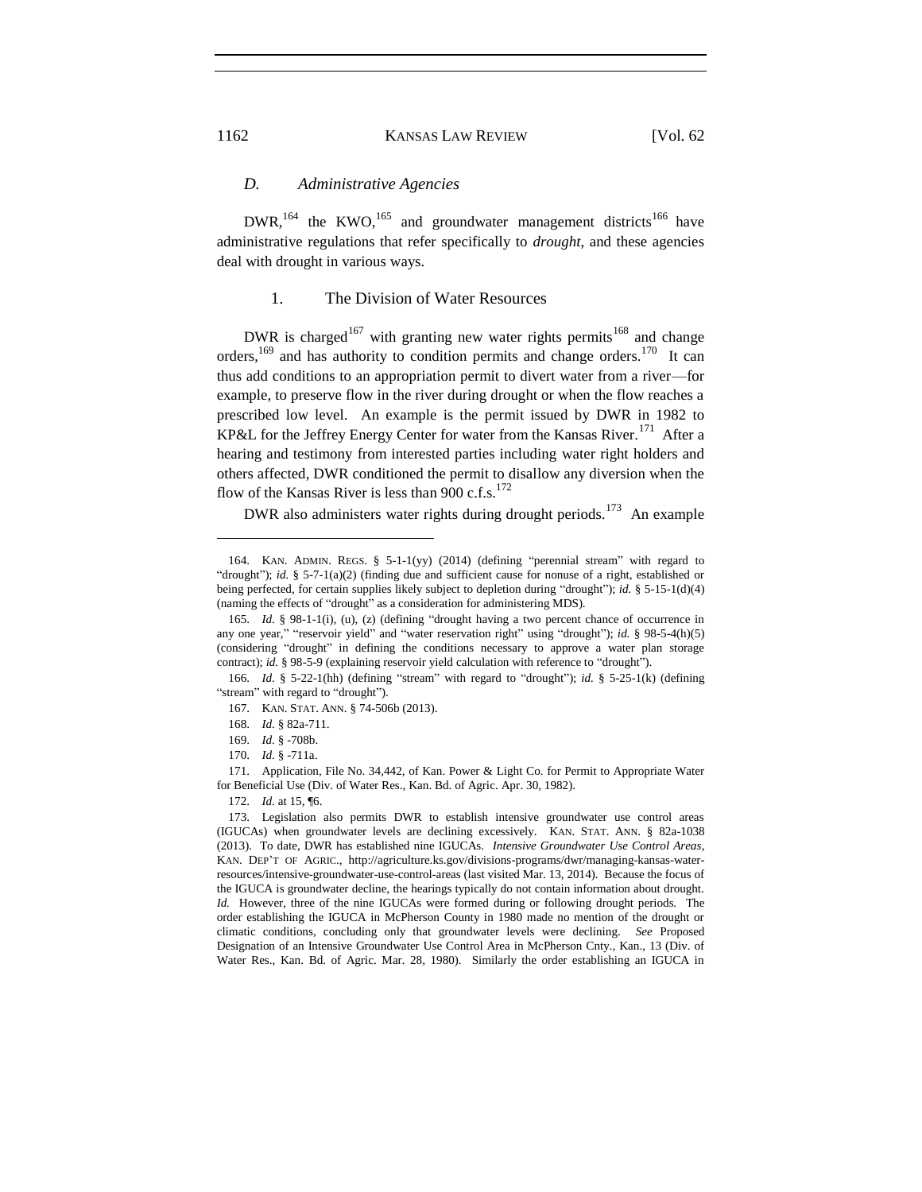### *D. Administrative Agencies*

DWR,[164] the KWO,[165] and groundwater management districts[166] have administrative regulations that refer specifically to *drought*, and these agencies deal with drought in various ways.

#### 1. The Division of Water Resources

DWR is charged[167] with granting new water rights permits[168] and change orders,[169] and has authority to condition permits and change orders.[170] It can thus add conditions to an appropriation permit to divert water from a river—for example, to preserve flow in the river during drought or when the flow reaches a prescribed low level. An example is the permit issued by DWR in 1982 to KP&L for the Jeffrey Energy Center for water from the Kansas River.[171] After a hearing and testimony from interested parties including water right holders and others affected, DWR conditioned the permit to disallow any diversion when the flow of the Kansas River is less than 900 c.f.s.[172]

DWR also administers water rights during drought periods.[173] An example

---

164. KAN. ADMIN. REGS. § 5-1-1(yy) (2014) (defining "perennial stream" with regard to "drought"); *id.* § 5-7-1(a)(2) (finding due and sufficient cause for nonuse of a right, established or being perfected, for certain supplies likely subject to depletion during "drought"); *id.* § 5-15-1(d)(4) (naming the effects of "drought" as a consideration for administering MDS).

165. *Id.* § 98-1-1(i), (u), (z) (defining "drought having a two percent chance of occurrence in any one year," "reservoir yield" and "water reservation right" using "drought"); *id.* § 98-5-4(h)(5) (considering "drought" in defining the conditions necessary to approve a water plan storage contract); *id.* § 98-5-9 (explaining reservoir yield calculation with reference to "drought").

166. *Id.* § 5-22-1(hh) (defining "stream" with regard to "drought"); *id.* § 5-25-1(k) (defining "stream" with regard to "drought").

167. KAN. STAT. ANN. § 74-506b (2013).

168. *Id.* § 82a-711.

169. *Id.* § -708b.

170. *Id.* § -711a.

171. Application, File No. 34,442, of Kan. Power & Light Co. for Permit to Appropriate Water for Beneficial Use (Div. of Water Res., Kan. Bd. of Agric. Apr. 30, 1982).

172. *Id.* at 15, ¶6.

173. Legislation also permits DWR to establish intensive groundwater use control areas (IGUCAs) when groundwater levels are declining excessively. KAN. STAT. ANN. § 82a-1038 (2013). To date, DWR has established nine IGUCAs. *Intensive Groundwater Use Control Areas*, KAN. DEP'T OF AGRIC., http://agriculture.ks.gov/divisions-programs/dwr/managing-kansas-water-resources/intensive-groundwater-use-control-areas (last visited Mar. 13, 2014). Because the focus of the IGUCA is groundwater decline, the hearings typically do not contain information about drought. *Id.* However, three of the nine IGUCAs were formed during or following drought periods. The order establishing the IGUCA in McPherson County in 1980 made no mention of the drought or climatic conditions, concluding only that groundwater levels were declining. *See* Proposed Designation of an Intensive Groundwater Use Control Area in McPherson Cnty., Kan., 13 (Div. of Water Res., Kan. Bd. of Agric. Mar. 28, 1980). Similarly the order establishing an IGUCA in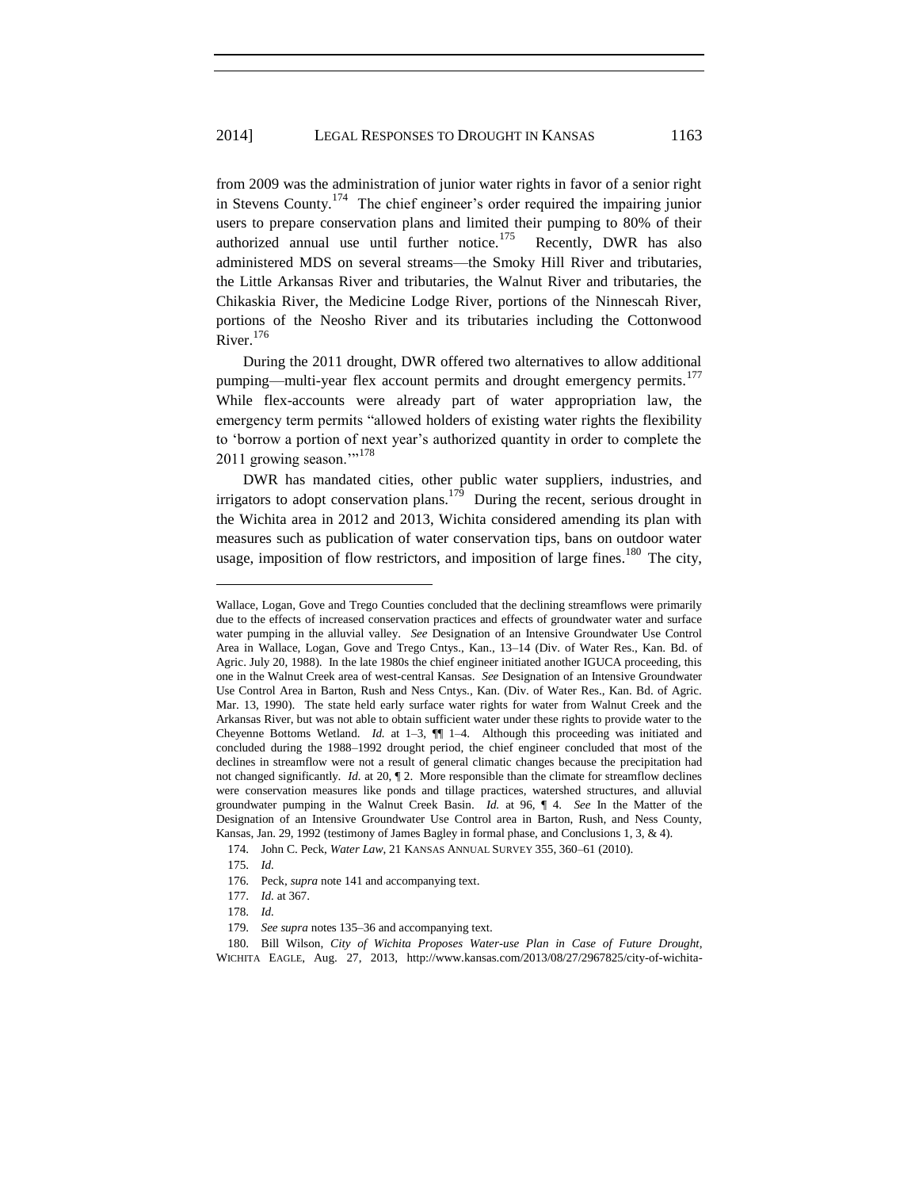from 2009 was the administration of junior water rights in favor of a senior right in Stevens County.[174] The chief engineer's order required the impairing junior users to prepare conservation plans and limited their pumping to 80% of their authorized annual use until further notice.[175] Recently, DWR has also administered MDS on several streams—the Smoky Hill River and tributaries, the Little Arkansas River and tributaries, the Walnut River and tributaries, the Chikaskia River, the Medicine Lodge River, portions of the Ninnescah River, portions of the Neosho River and its tributaries including the Cottonwood River.[176]

During the 2011 drought, DWR offered two alternatives to allow additional pumping—multi-year flex account permits and drought emergency permits.[177] While flex-accounts were already part of water appropriation law, the emergency term permits "allowed holders of existing water rights the flexibility to 'borrow a portion of next year's authorized quantity in order to complete the 2011 growing season.'"[178]

DWR has mandated cities, other public water suppliers, industries, and irrigators to adopt conservation plans.[179] During the recent, serious drought in the Wichita area in 2012 and 2013, Wichita considered amending its plan with measures such as publication of water conservation tips, bans on outdoor water usage, imposition of flow restrictors, and imposition of large fines.[180] The city,

---

Wallace, Logan, Gove and Trego Counties concluded that the declining streamflows were primarily due to the effects of increased conservation practices and effects of groundwater water and surface water pumping in the alluvial valley. *See* Designation of an Intensive Groundwater Use Control Area in Wallace, Logan, Gove and Trego Cntys., Kan., 13–14 (Div. of Water Res., Kan. Bd. of Agric. July 20, 1988). In the late 1980s the chief engineer initiated another IGUCA proceeding, this one in the Walnut Creek area of west-central Kansas. *See* Designation of an Intensive Groundwater Use Control Area in Barton, Rush and Ness Cntys., Kan. (Div. of Water Res., Kan. Bd. of Agric. Mar. 13, 1990). The state held early surface water rights for water from Walnut Creek and the Arkansas River, but was not able to obtain sufficient water under these rights to provide water to the Cheyenne Bottoms Wetland. *Id.* at 1–3, ¶¶ 1–4. Although this proceeding was initiated and concluded during the 1988–1992 drought period, the chief engineer concluded that most of the declines in streamflow were not a result of general climatic changes because the precipitation had not changed significantly. *Id.* at 20, ¶ 2. More responsible than the climate for streamflow declines were conservation measures like ponds and tillage practices, watershed structures, and alluvial groundwater pumping in the Walnut Creek Basin. *Id.* at 96, ¶ 4. *See* In the Matter of the Designation of an Intensive Groundwater Use Control area in Barton, Rush, and Ness County, Kansas, Jan. 29, 1992 (testimony of James Bagley in formal phase, and Conclusions 1, 3, & 4).

174. John C. Peck, *Water Law*, 21 KANSAS ANNUAL SURVEY 355, 360–61 (2010).

175. *Id.*

176. Peck, *supra* note 141 and accompanying text.

177. *Id.* at 367.

178. *Id.*

179. *See supra* notes 135–36 and accompanying text.

180. Bill Wilson, *City of Wichita Proposes Water-use Plan in Case of Future Drought*, WICHITA EAGLE, Aug. 27, 2013, http://www.kansas.com/2013/08/27/2967825/city-of-wichita-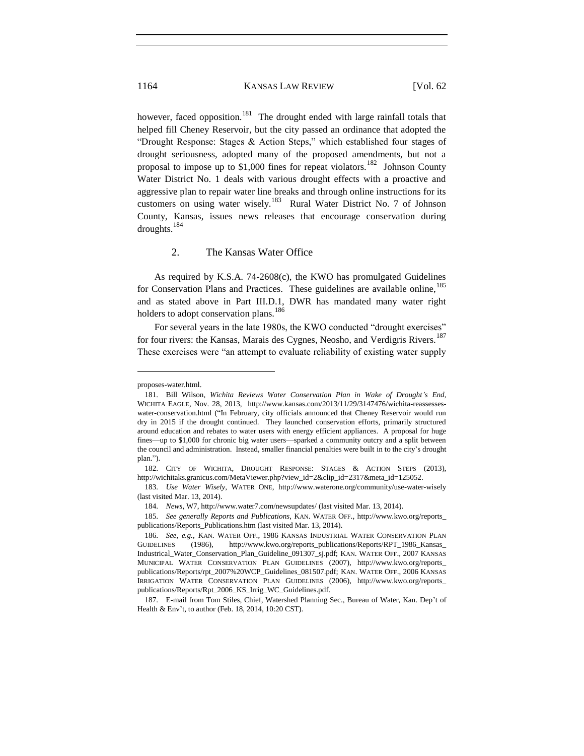however, faced opposition.[181] The drought ended with large rainfall totals that helped fill Cheney Reservoir, but the city passed an ordinance that adopted the "Drought Response: Stages & Action Steps," which established four stages of drought seriousness, adopted many of the proposed amendments, but not a proposal to impose up to $1,000 fines for repeat violators.[182] Johnson County Water District No. 1 deals with various drought effects with a proactive and aggressive plan to repair water line breaks and through online instructions for its customers on using water wisely.[183] Rural Water District No. 7 of Johnson County, Kansas, issues news releases that encourage conservation during droughts.[184]

### 2. The Kansas Water Office

As required by K.S.A. 74-2608(c), the KWO has promulgated Guidelines for Conservation Plans and Practices. These guidelines are available online,[185] and as stated above in Part III.D.1, DWR has mandated many water right holders to adopt conservation plans.[186]

For several years in the late 1980s, the KWO conducted "drought exercises" for four rivers: the Kansas, Marais des Cygnes, Neosho, and Verdigris Rivers.[187] These exercises were "an attempt to evaluate reliability of existing water supply

---

proposes-water.html.

181. Bill Wilson, *Wichita Reviews Water Conservation Plan in Wake of Drought's End*, WICHITA EAGLE, Nov. 28, 2013, http://www.kansas.com/2013/11/29/3147476/wichita-reassesses-water-conservation.html ("In February, city officials announced that Cheney Reservoir would run dry in 2015 if the drought continued. They launched conservation efforts, primarily structured around education and rebates to water users with energy efficient appliances. A proposal for huge fines—up to $1,000 for chronic big water users—sparked a community outcry and a split between the council and administration. Instead, smaller financial penalties were built in to the city's drought plan.").

182. CITY OF WICHITA, DROUGHT RESPONSE: STAGES & ACTION STEPS (2013), http://wichitaks.granicus.com/MetaViewer.php?view_id=2&clip_id=2317&meta_id=125052.

183. *Use Water Wisely*, WATER ONE, http://www.waterone.org/community/use-water-wisely (last visited Mar. 13, 2014).

184. *News*, W7, http://www.water7.com/newsupdates/ (last visited Mar. 13, 2014).

185. *See generally Reports and Publications*, KAN. WATER OFF., http://www.kwo.org/reports_publications/Reports_Publications.htm (last visited Mar. 13, 2014).

186. *See, e.g.*, KAN. WATER OFF., 1986 KANSAS INDUSTRIAL WATER CONSERVATION PLAN GUIDELINES (1986), http://www.kwo.org/reports_publications/Reports/RPT_1986_Kansas_Industrial_Water_Conservation_Plan_Guideline_091307_sj.pdf; KAN. WATER OFF., 2007 KANSAS MUNICIPAL WATER CONSERVATION PLAN GUIDELINES (2007), http://www.kwo.org/reports_publications/Reports/rpt_2007%20WCP_Guidelines_081507.pdf; KAN. WATER OFF., 2006 KANSAS IRRIGATION WATER CONSERVATION PLAN GUIDELINES (2006), http://www.kwo.org/reports_publications/Reports/Rpt_2006_KS_Irrig_WC_Guidelines.pdf.

187. E-mail from Tom Stiles, Chief, Watershed Planning Sec., Bureau of Water, Kan. Dep't of Health & Env't, to author (Feb. 18, 2014, 10:20 CST).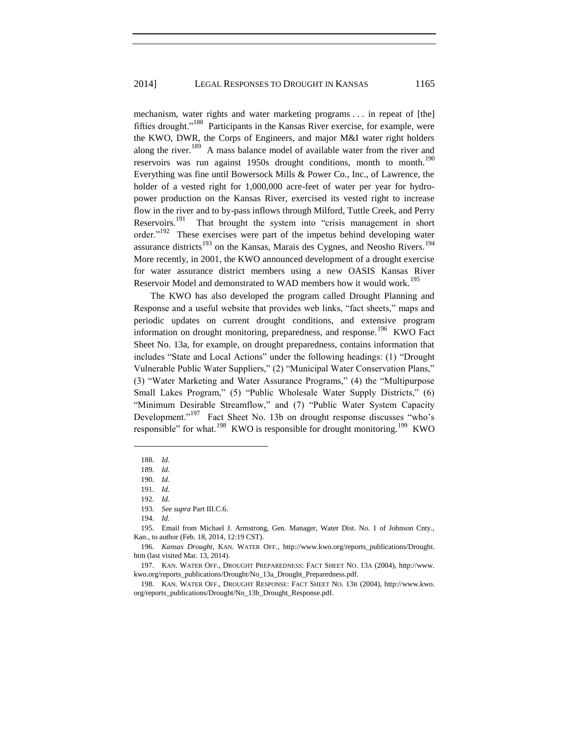mechanism, water rights and water marketing programs . . . in repeat of [the] fifties drought."[188] Participants in the Kansas River exercise, for example, were the KWO, DWR, the Corps of Engineers, and major M&I water right holders along the river.[189] A mass balance model of available water from the river and reservoirs was run against 1950s drought conditions, month to month.[190] Everything was fine until Bowersock Mills & Power Co., Inc., of Lawrence, the holder of a vested right for 1,000,000 acre-feet of water per year for hydro-power production on the Kansas River, exercised its vested right to increase flow in the river and to by-pass inflows through Milford, Tuttle Creek, and Perry Reservoirs.[191] That brought the system into "crisis management in short order."[192] These exercises were part of the impetus behind developing water assurance districts[193] on the Kansas, Marais des Cygnes, and Neosho Rivers.[194] More recently, in 2001, the KWO announced development of a drought exercise for water assurance district members using a new OASIS Kansas River Reservoir Model and demonstrated to WAD members how it would work.[195]

The KWO has also developed the program called Drought Planning and Response and a useful website that provides web links, "fact sheets," maps and periodic updates on current drought conditions, and extensive program information on drought monitoring, preparedness, and response.[196] KWO Fact Sheet No. 13a, for example, on drought preparedness, contains information that includes "State and Local Actions" under the following headings: (1) "Drought Vulnerable Public Water Suppliers," (2) "Municipal Water Conservation Plans," (3) "Water Marketing and Water Assurance Programs," (4) the "Multipurpose Small Lakes Program," (5) "Public Wholesale Water Supply Districts," (6) "Minimum Desirable Streamflow," and (7) "Public Water System Capacity Development."[197] Fact Sheet No. 13b on drought response discusses "who's responsible" for what.[198] KWO is responsible for drought monitoring.[199] KWO

---

188. *Id.*

189. *Id.*

190. *Id.*

191. *Id.*

192. *Id.*

193. *See supra* Part III.C.6.

194. *Id.*

195. Email from Michael J. Armstrong, Gen. Manager, Water Dist. No. 1 of Johnson Cnty., Kan., to author (Feb. 18, 2014, 12:19 CST).

196. *Kansas Drought*, KAN. WATER OFF., http://www.kwo.org/reports_publications/Drought.htm (last visited Mar. 13, 2014).

197. KAN. WATER OFF., DROUGHT PREPAREDNESS: FACT SHEET NO. 13A (2004), http://www.kwo.org/reports_publications/Drought/No_13a_Drought_Preparedness.pdf.

198. KAN. WATER OFF., DROUGHT RESPONSE: FACT SHEET NO. 13B (2004), http://www.kwo.org/reports_publications/Drought/No_13b_Drought_Response.pdf.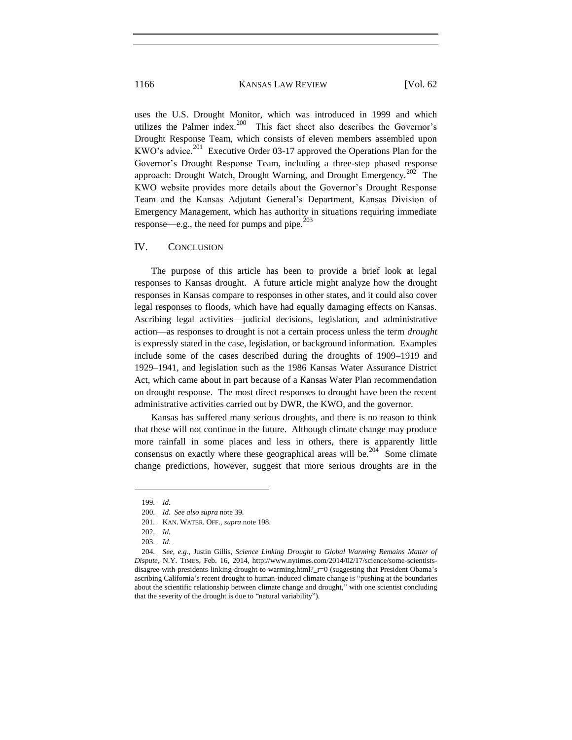uses the U.S. Drought Monitor, which was introduced in 1999 and which utilizes the Palmer index.[200] This fact sheet also describes the Governor's Drought Response Team, which consists of eleven members assembled upon KWO's advice.[201] Executive Order 03-17 approved the Operations Plan for the Governor's Drought Response Team, including a three-step phased response approach: Drought Watch, Drought Warning, and Drought Emergency.[202] The KWO website provides more details about the Governor's Drought Response Team and the Kansas Adjutant General's Department, Kansas Division of Emergency Management, which has authority in situations requiring immediate response—e.g., the need for pumps and pipe.[203]

## IV. CONCLUSION

The purpose of this article has been to provide a brief look at legal responses to Kansas drought. A future article might analyze how the drought responses in Kansas compare to responses in other states, and it could also cover legal responses to floods, which have had equally damaging effects on Kansas. Ascribing legal activities—judicial decisions, legislation, and administrative action—as responses to drought is not a certain process unless the term *drought* is expressly stated in the case, legislation, or background information. Examples include some of the cases described during the droughts of 1909–1919 and 1929–1941, and legislation such as the 1986 Kansas Water Assurance District Act, which came about in part because of a Kansas Water Plan recommendation on drought response. The most direct responses to drought have been the recent administrative activities carried out by DWR, the KWO, and the governor.

Kansas has suffered many serious droughts, and there is no reason to think that these will not continue in the future. Although climate change may produce more rainfall in some places and less in others, there is apparently little consensus on exactly where these geographical areas will be.[204] Some climate change predictions, however, suggest that more serious droughts are in the

---

199. *Id.*

200. *Id. See also supra* note 39.

201. KAN. WATER. OFF., *supra* note 198.

202. *Id.*

203. *Id*.

204. *See, e.g.*, Justin Gillis, *Science Linking Drought to Global Warming Remains Matter of Dispute*, N.Y. TIMES, Feb. 16, 2014, http://www.nytimes.com/2014/02/17/science/some-scientists-disagree-with-presidents-linking-drought-to-warming.html?_r=0 (suggesting that President Obama's ascribing California's recent drought to human-induced climate change is "pushing at the boundaries about the scientific relationship between climate change and drought," with one scientist concluding that the severity of the drought is due to "natural variability").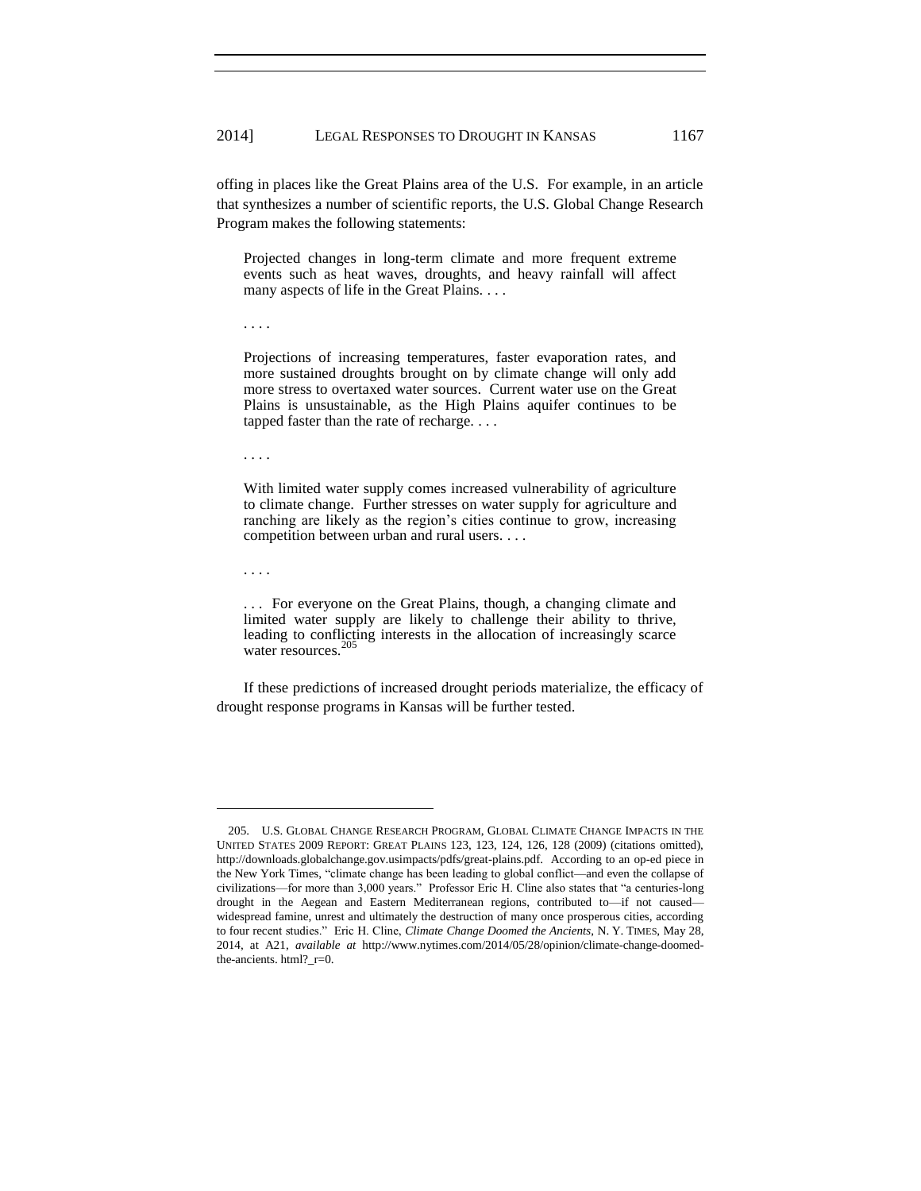offing in places like the Great Plains area of the U.S. For example, in an article that synthesizes a number of scientific reports, the U.S. Global Change Research Program makes the following statements:

> Projected changes in long-term climate and more frequent extreme events such as heat waves, droughts, and heavy rainfall will affect many aspects of life in the Great Plains. . . .
>
> . . . .
>
> Projections of increasing temperatures, faster evaporation rates, and more sustained droughts brought on by climate change will only add more stress to overtaxed water sources. Current water use on the Great Plains is unsustainable, as the High Plains aquifer continues to be tapped faster than the rate of recharge. . . .
>
> . . . .
>
> With limited water supply comes increased vulnerability of agriculture to climate change. Further stresses on water supply for agriculture and ranching are likely as the region's cities continue to grow, increasing competition between urban and rural users. . . .
>
> . . . .
>
> . . . For everyone on the Great Plains, though, a changing climate and limited water supply are likely to challenge their ability to thrive, leading to conflicting interests in the allocation of increasingly scarce water resources.[205]

If these predictions of increased drought periods materialize, the efficacy of drought response programs in Kansas will be further tested.

---

205. U.S. GLOBAL CHANGE RESEARCH PROGRAM, GLOBAL CLIMATE CHANGE IMPACTS IN THE UNITED STATES 2009 REPORT: GREAT PLAINS 123, 123, 124, 126, 128 (2009) (citations omitted), http://downloads.globalchange.gov.usimpacts/pdfs/great-plains.pdf. According to an op-ed piece in the New York Times, "climate change has been leading to global conflict—and even the collapse of civilizations—for more than 3,000 years." Professor Eric H. Cline also states that "a centuries-long drought in the Aegean and Eastern Mediterranean regions, contributed to—if not caused—widespread famine, unrest and ultimately the destruction of many once prosperous cities, according to four recent studies." Eric H. Cline, *Climate Change Doomed the Ancients*, N. Y. TIMES, May 28, 2014, at A21, *available at* http://www.nytimes.com/2014/05/28/opinion/climate-change-doomed-the-ancients. html?_r=0.